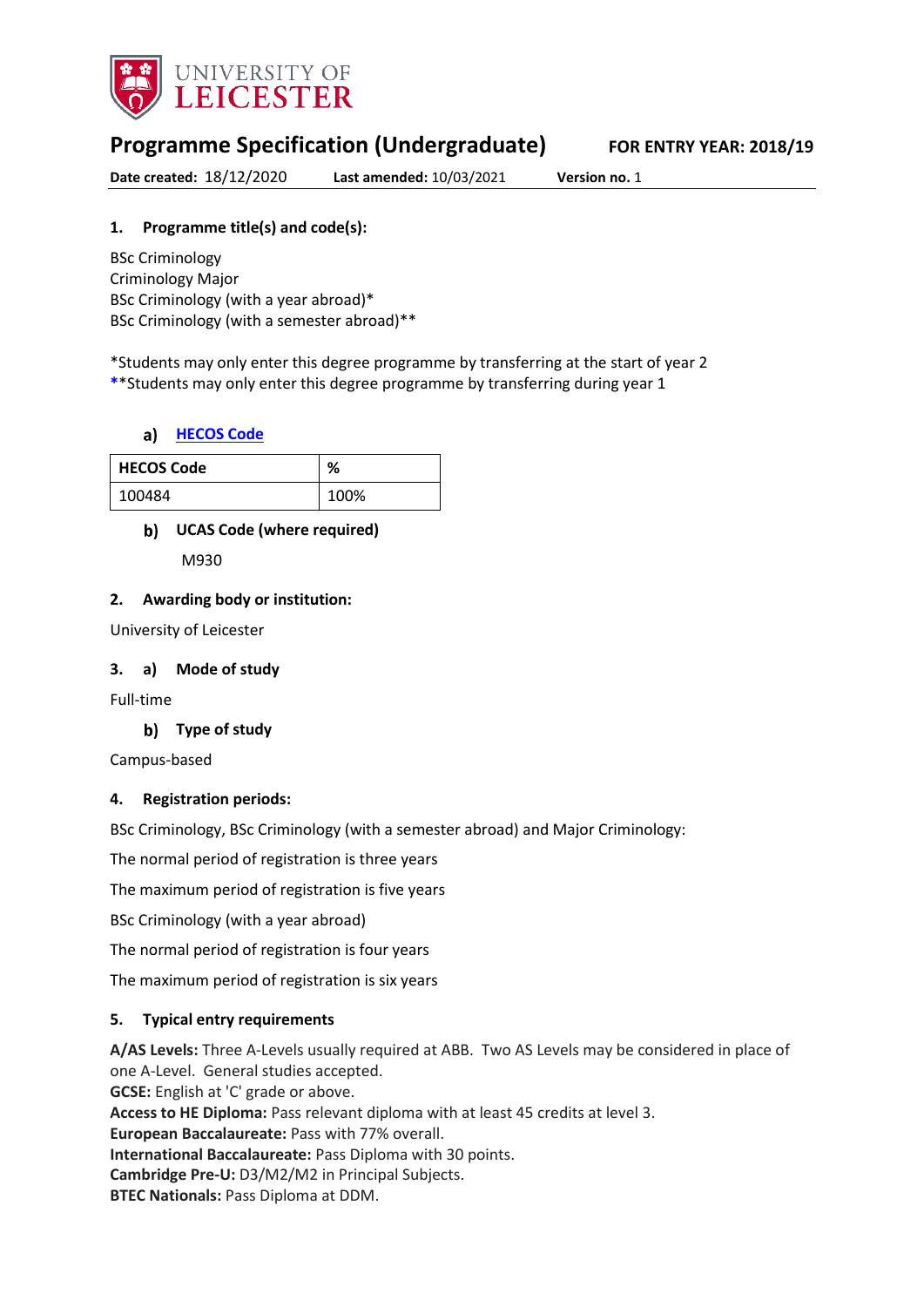UNIVERSITY OF LEICESTER

# Programme Specification (Undergraduate)

**FOR ENTRY YEAR: 2018/19**

**Date created:** 18/12/2020 **Last amended:** 10/03/2021 **Version no.** 1

## 1. Programme title(s) and code(s):

BSc Criminology
Criminology Major
BSc Criminology (with a year abroad)*
BSc Criminology (with a semester abroad)**

*Students may only enter this degree programme by transferring at the start of year 2
**Students may only enter this degree programme by transferring during year 1

### a) HECOS Code

| HECOS Code | % |
|---|---|
| 100484 | 100% |

### b) UCAS Code (where required)

M930

## 2. Awarding body or institution:

University of Leicester

## 3. a) Mode of study

Full-time

### b) Type of study

Campus-based

## 4. Registration periods:

BSc Criminology, BSc Criminology (with a semester abroad) and Major Criminology:

The normal period of registration is three years

The maximum period of registration is five years

BSc Criminology (with a year abroad)

The normal period of registration is four years

The maximum period of registration is six years

## 5. Typical entry requirements

**A/AS Levels:** Three A-Levels usually required at ABB. Two AS Levels may be considered in place of one A-Level. General studies accepted.
**GCSE:** English at 'C' grade or above.
**Access to HE Diploma:** Pass relevant diploma with at least 45 credits at level 3.
**European Baccalaureate:** Pass with 77% overall.
**International Baccalaureate:** Pass Diploma with 30 points.
**Cambridge Pre-U:** D3/M2/M2 in Principal Subjects.
**BTEC Nationals:** Pass Diploma at DDM.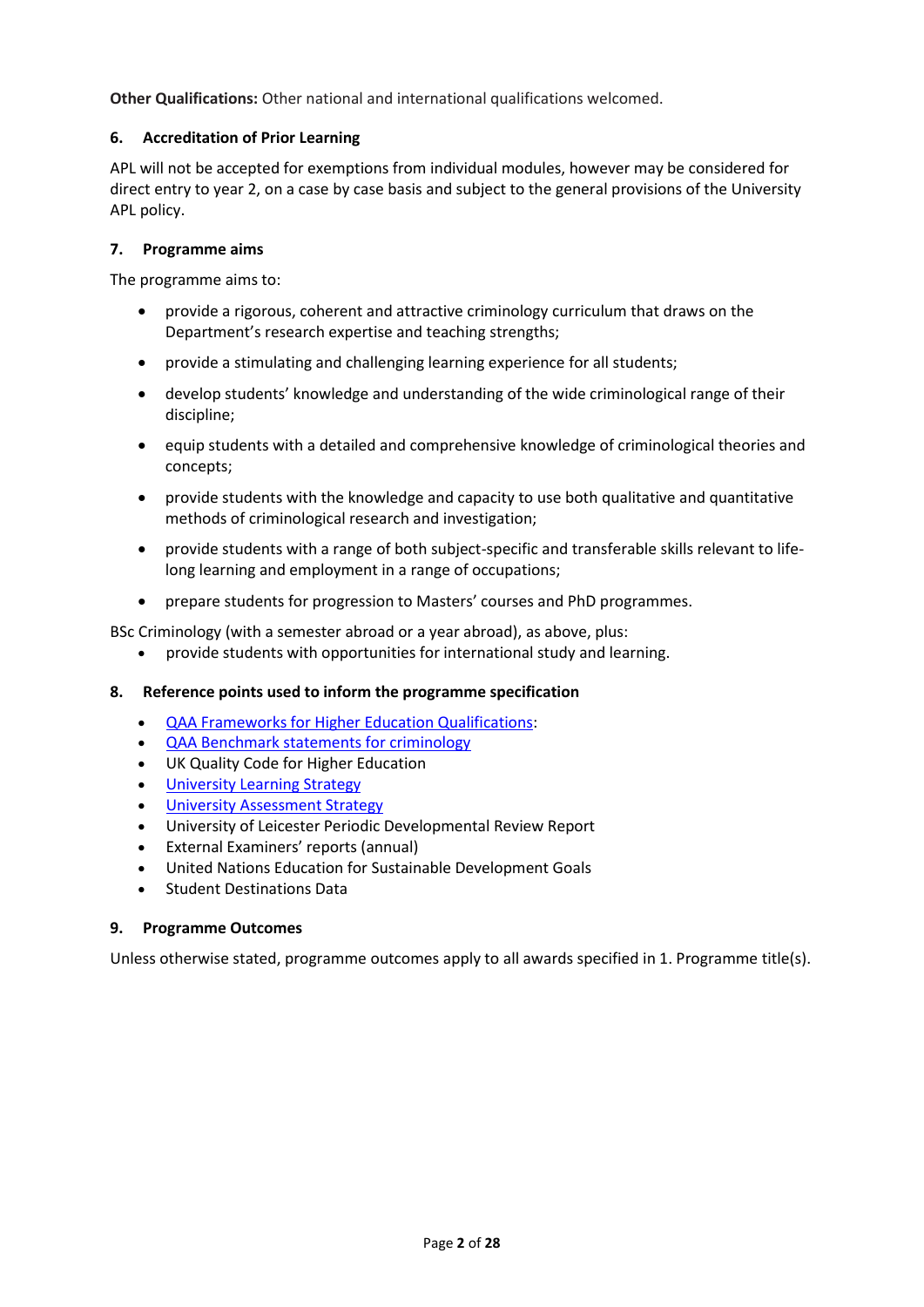**Other Qualifications:** Other national and international qualifications welcomed.

## 6. Accreditation of Prior Learning

APL will not be accepted for exemptions from individual modules, however may be considered for direct entry to year 2, on a case by case basis and subject to the general provisions of the University APL policy.

## 7. Programme aims

The programme aims to:

- provide a rigorous, coherent and attractive criminology curriculum that draws on the Department's research expertise and teaching strengths;
- provide a stimulating and challenging learning experience for all students;
- develop students' knowledge and understanding of the wide criminological range of their discipline;
- equip students with a detailed and comprehensive knowledge of criminological theories and concepts;
- provide students with the knowledge and capacity to use both qualitative and quantitative methods of criminological research and investigation;
- provide students with a range of both subject-specific and transferable skills relevant to life-long learning and employment in a range of occupations;
- prepare students for progression to Masters' courses and PhD programmes.

BSc Criminology (with a semester abroad or a year abroad), as above, plus:

- provide students with opportunities for international study and learning.

## 8. Reference points used to inform the programme specification

- QAA Frameworks for Higher Education Qualifications:
- QAA Benchmark statements for criminology
- UK Quality Code for Higher Education
- University Learning Strategy
- University Assessment Strategy
- University of Leicester Periodic Developmental Review Report
- External Examiners' reports (annual)
- United Nations Education for Sustainable Development Goals
- Student Destinations Data

## 9. Programme Outcomes

Unless otherwise stated, programme outcomes apply to all awards specified in 1. Programme title(s).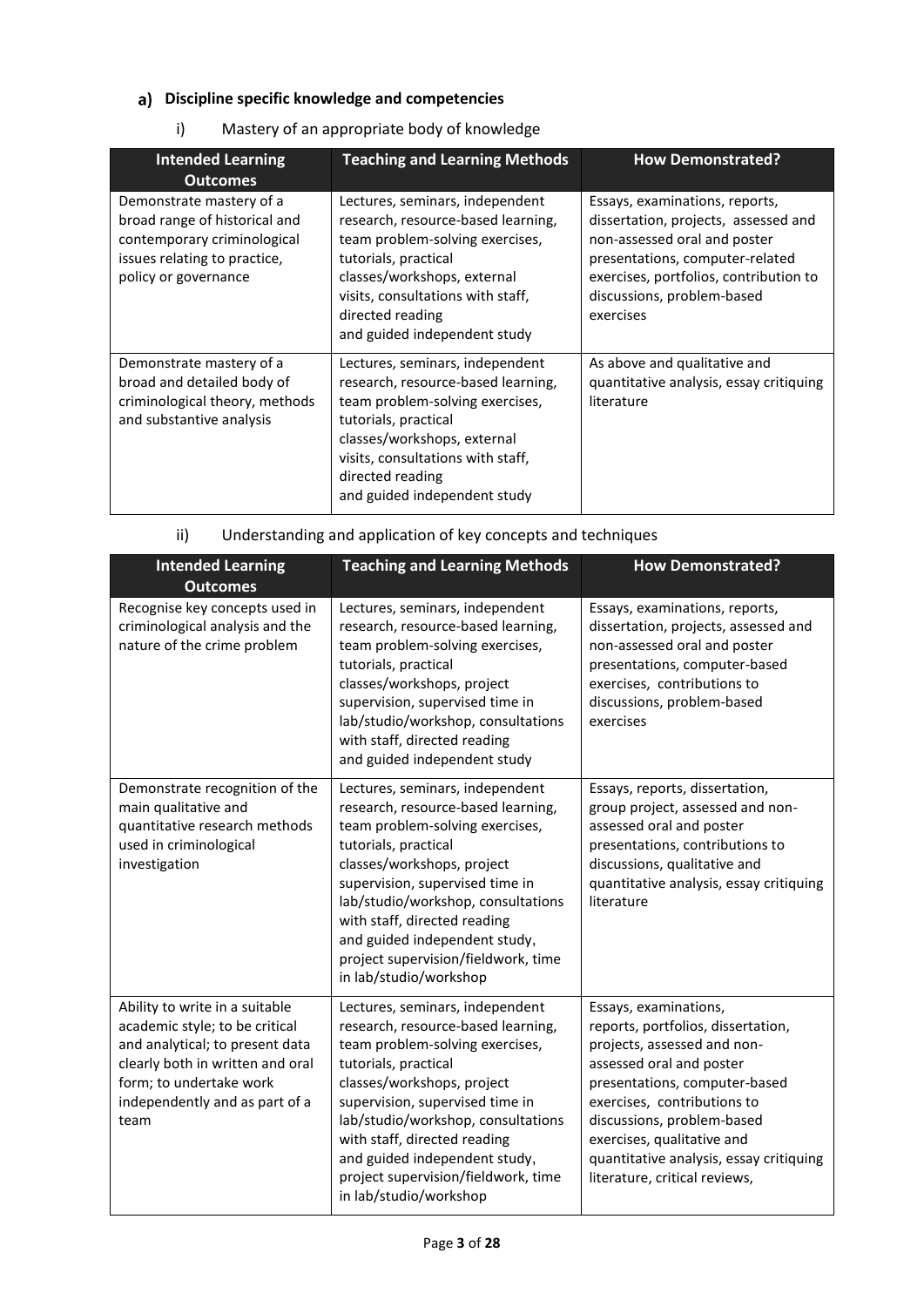## a) Discipline specific knowledge and competencies

### i) Mastery of an appropriate body of knowledge

| Intended Learning Outcomes | Teaching and Learning Methods | How Demonstrated? |
|---|---|---|
| Demonstrate mastery of a broad range of historical and contemporary criminological issues relating to practice, policy or governance | Lectures, seminars, independent research, resource-based learning, team problem-solving exercises, tutorials, practical classes/workshops, external visits, consultations with staff, directed reading and guided independent study | Essays, examinations, reports, dissertation, projects, assessed and non-assessed oral and poster presentations, computer-related exercises, portfolios, contribution to discussions, problem-based exercises |
| Demonstrate mastery of a broad and detailed body of criminological theory, methods and substantive analysis | Lectures, seminars, independent research, resource-based learning, team problem-solving exercises, tutorials, practical classes/workshops, external visits, consultations with staff, directed reading and guided independent study | As above and qualitative and quantitative analysis, essay critiquing literature |

### ii) Understanding and application of key concepts and techniques

| Intended Learning Outcomes | Teaching and Learning Methods | How Demonstrated? |
|---|---|---|
| Recognise key concepts used in criminological analysis and the nature of the crime problem | Lectures, seminars, independent research, resource-based learning, team problem-solving exercises, tutorials, practical classes/workshops, project supervision, supervised time in lab/studio/workshop, consultations with staff, directed reading and guided independent study | Essays, examinations, reports, dissertation, projects, assessed and non-assessed oral and poster presentations, computer-based exercises, contributions to discussions, problem-based exercises |
| Demonstrate recognition of the main qualitative and quantitative research methods used in criminological investigation | Lectures, seminars, independent research, resource-based learning, team problem-solving exercises, tutorials, practical classes/workshops, project supervision, supervised time in lab/studio/workshop, consultations with staff, directed reading and guided independent study, project supervision/fieldwork, time in lab/studio/workshop | Essays, reports, dissertation, group project, assessed and non-assessed oral and poster presentations, contributions to discussions, qualitative and quantitative analysis, essay critiquing literature |
| Ability to write in a suitable academic style; to be critical and analytical; to present data clearly both in written and oral form; to undertake work independently and as part of a team | Lectures, seminars, independent research, resource-based learning, team problem-solving exercises, tutorials, practical classes/workshops, project supervision, supervised time in lab/studio/workshop, consultations with staff, directed reading and guided independent study, project supervision/fieldwork, time in lab/studio/workshop | Essays, examinations, reports, portfolios, dissertation, projects, assessed and non-assessed oral and poster presentations, computer-based exercises, contributions to discussions, problem-based exercises, qualitative and quantitative analysis, essay critiquing literature, critical reviews, |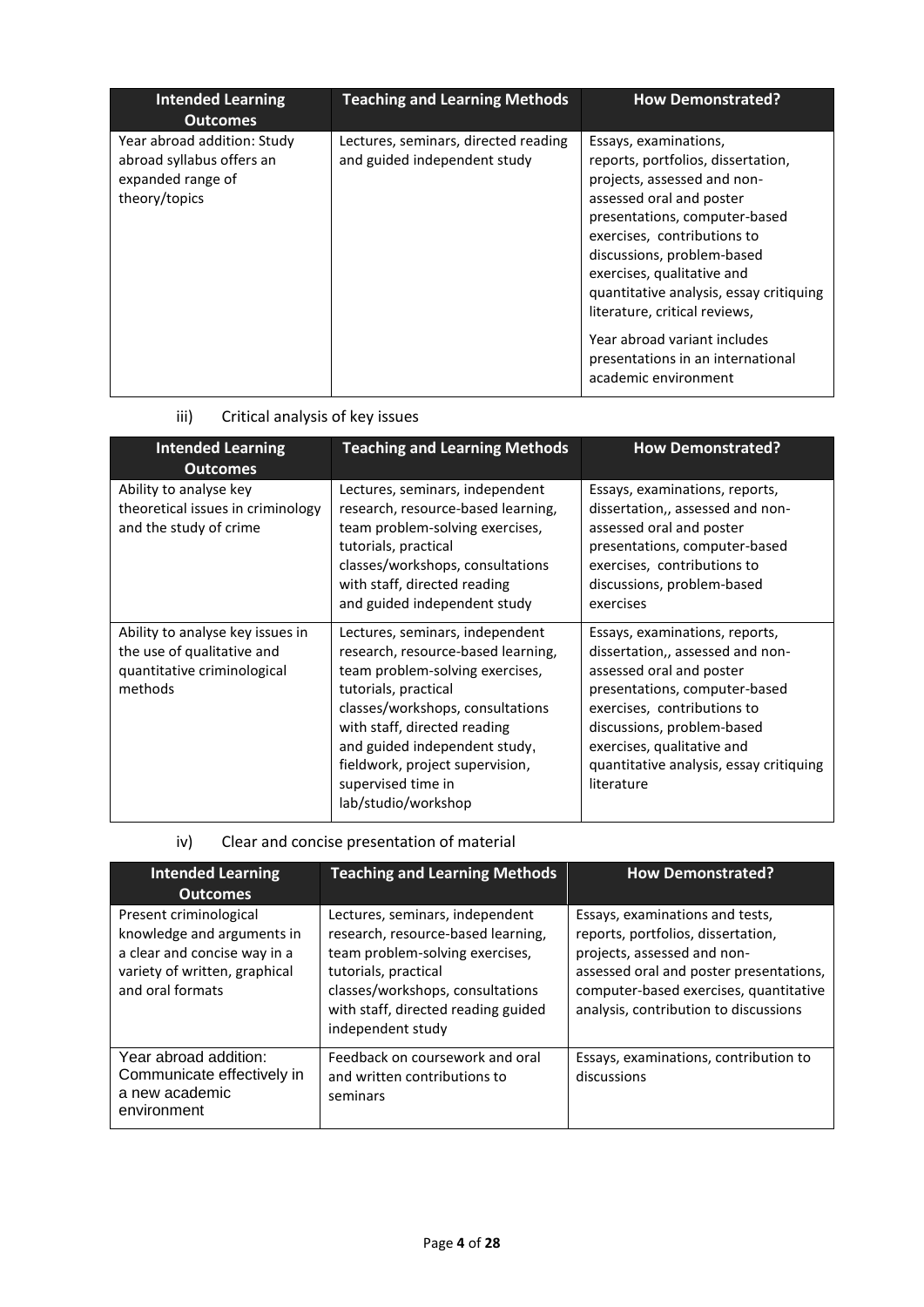| Intended Learning Outcomes | Teaching and Learning Methods | How Demonstrated? |
|---|---|---|
| Year abroad addition: Study abroad syllabus offers an expanded range of theory/topics | Lectures, seminars, directed reading and guided independent study | Essays, examinations, reports, portfolios, dissertation, projects, assessed and non-assessed oral and poster presentations, computer-based exercises, contributions to discussions, problem-based exercises, qualitative and quantitative analysis, essay critiquing literature, critical reviews,<br><br>Year abroad variant includes presentations in an international academic environment |

iii) Critical analysis of key issues

| Intended Learning Outcomes | Teaching and Learning Methods | How Demonstrated? |
|---|---|---|
| Ability to analyse key theoretical issues in criminology and the study of crime | Lectures, seminars, independent research, resource-based learning, team problem-solving exercises, tutorials, practical classes/workshops, consultations with staff, directed reading and guided independent study | Essays, examinations, reports, dissertation,, assessed and non-assessed oral and poster presentations, computer-based exercises, contributions to discussions, problem-based exercises |
| Ability to analyse key issues in the use of qualitative and quantitative criminological methods | Lectures, seminars, independent research, resource-based learning, team problem-solving exercises, tutorials, practical classes/workshops, consultations with staff, directed reading and guided independent study, fieldwork, project supervision, supervised time in lab/studio/workshop | Essays, examinations, reports, dissertation,, assessed and non-assessed oral and poster presentations, computer-based exercises, contributions to discussions, problem-based exercises, qualitative and quantitative analysis, essay critiquing literature |

iv) Clear and concise presentation of material

| Intended Learning Outcomes | Teaching and Learning Methods | How Demonstrated? |
|---|---|---|
| Present criminological knowledge and arguments in a clear and concise way in a variety of written, graphical and oral formats | Lectures, seminars, independent research, resource-based learning, team problem-solving exercises, tutorials, practical classes/workshops, consultations with staff, directed reading guided independent study | Essays, examinations and tests, reports, portfolios, dissertation, projects, assessed and non-assessed oral and poster presentations, computer-based exercises, quantitative analysis, contribution to discussions |
| Year abroad addition: Communicate effectively in a new academic environment | Feedback on coursework and oral and written contributions to seminars | Essays, examinations, contribution to discussions |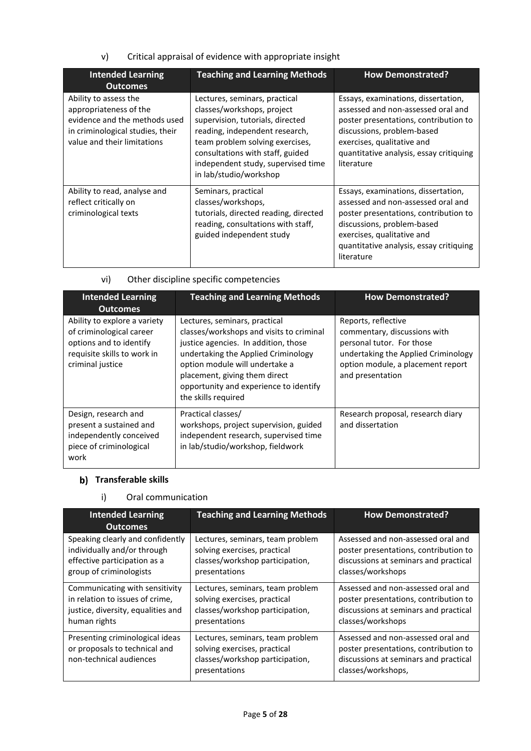v) Critical appraisal of evidence with appropriate insight

| Intended Learning Outcomes | Teaching and Learning Methods | How Demonstrated? |
|---|---|---|
| Ability to assess the appropriateness of the evidence and the methods used in criminological studies, their value and their limitations | Lectures, seminars, practical classes/workshops, project supervision, tutorials, directed reading, independent research, team problem solving exercises, consultations with staff, guided independent study, supervised time in lab/studio/workshop | Essays, examinations, dissertation, assessed and non-assessed oral and poster presentations, contribution to discussions, problem-based exercises, qualitative and quantitative analysis, essay critiquing literature |
| Ability to read, analyse and reflect critically on criminological texts | Seminars, practical classes/workshops, tutorials, directed reading, directed reading, consultations with staff, guided independent study | Essays, examinations, dissertation, assessed and non-assessed oral and poster presentations, contribution to discussions, problem-based exercises, qualitative and quantitative analysis, essay critiquing literature |

vi) Other discipline specific competencies

| Intended Learning Outcomes | Teaching and Learning Methods | How Demonstrated? |
|---|---|---|
| Ability to explore a variety of criminological career options and to identify requisite skills to work in criminal justice | Lectures, seminars, practical classes/workshops and visits to criminal justice agencies. In addition, those undertaking the Applied Criminology option module will undertake a placement, giving them direct opportunity and experience to identify the skills required | Reports, reflective commentary, discussions with personal tutor. For those undertaking the Applied Criminology option module, a placement report and presentation |
| Design, research and present a sustained and independently conceived piece of criminological work | Practical classes/ workshops, project supervision, guided independent research, supervised time in lab/studio/workshop, fieldwork | Research proposal, research diary and dissertation |

## b) Transferable skills

i) Oral communication

| Intended Learning Outcomes | Teaching and Learning Methods | How Demonstrated? |
|---|---|---|
| Speaking clearly and confidently individually and/or through effective participation as a group of criminologists | Lectures, seminars, team problem solving exercises, practical classes/workshop participation, presentations | Assessed and non-assessed oral and poster presentations, contribution to discussions at seminars and practical classes/workshops |
| Communicating with sensitivity in relation to issues of crime, justice, diversity, equalities and human rights | Lectures, seminars, team problem solving exercises, practical classes/workshop participation, presentations | Assessed and non-assessed oral and poster presentations, contribution to discussions at seminars and practical classes/workshops |
| Presenting criminological ideas or proposals to technical and non-technical audiences | Lectures, seminars, team problem solving exercises, practical classes/workshop participation, presentations | Assessed and non-assessed oral and poster presentations, contribution to discussions at seminars and practical classes/workshops, |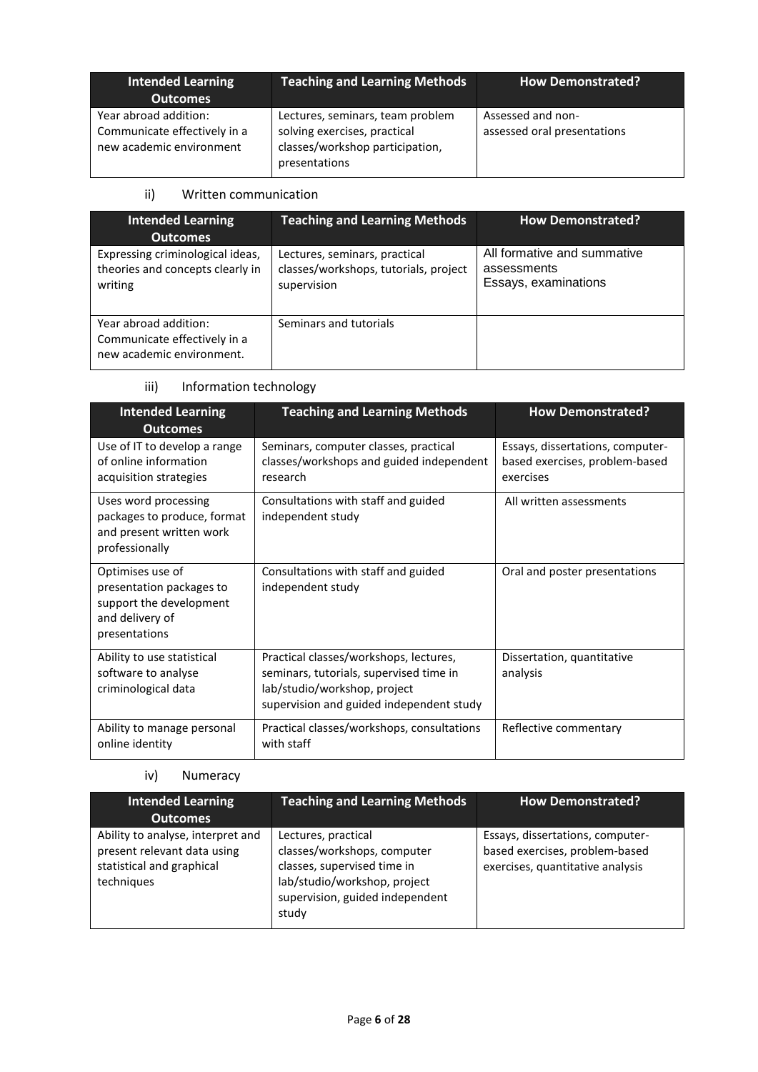| Intended Learning Outcomes | Teaching and Learning Methods | How Demonstrated? |
| --- | --- | --- |
| Year abroad addition: Communicate effectively in a new academic environment | Lectures, seminars, team problem solving exercises, practical classes/workshop participation, presentations | Assessed and non-assessed oral presentations |

ii) Written communication

| Intended Learning Outcomes | Teaching and Learning Methods | How Demonstrated? |
| --- | --- | --- |
| Expressing criminological ideas, theories and concepts clearly in writing | Lectures, seminars, practical classes/workshops, tutorials, project supervision | All formative and summative assessments Essays, examinations |
| Year abroad addition: Communicate effectively in a new academic environment. | Seminars and tutorials | |

iii) Information technology

| Intended Learning Outcomes | Teaching and Learning Methods | How Demonstrated? |
| --- | --- | --- |
| Use of IT to develop a range of online information acquisition strategies | Seminars, computer classes, practical classes/workshops and guided independent research | Essays, dissertations, computer-based exercises, problem-based exercises |
| Uses word processing packages to produce, format and present written work professionally | Consultations with staff and guided independent study | All written assessments |
| Optimises use of presentation packages to support the development and delivery of presentations | Consultations with staff and guided independent study | Oral and poster presentations |
| Ability to use statistical software to analyse criminological data | Practical classes/workshops, lectures, seminars, tutorials, supervised time in lab/studio/workshop, project supervision and guided independent study | Dissertation, quantitative analysis |
| Ability to manage personal online identity | Practical classes/workshops, consultations with staff | Reflective commentary |

iv) Numeracy

| Intended Learning Outcomes | Teaching and Learning Methods | How Demonstrated? |
| --- | --- | --- |
| Ability to analyse, interpret and present relevant data using statistical and graphical techniques | Lectures, practical classes/workshops, computer classes, supervised time in lab/studio/workshop, project supervision, guided independent study | Essays, dissertations, computer-based exercises, problem-based exercises, quantitative analysis |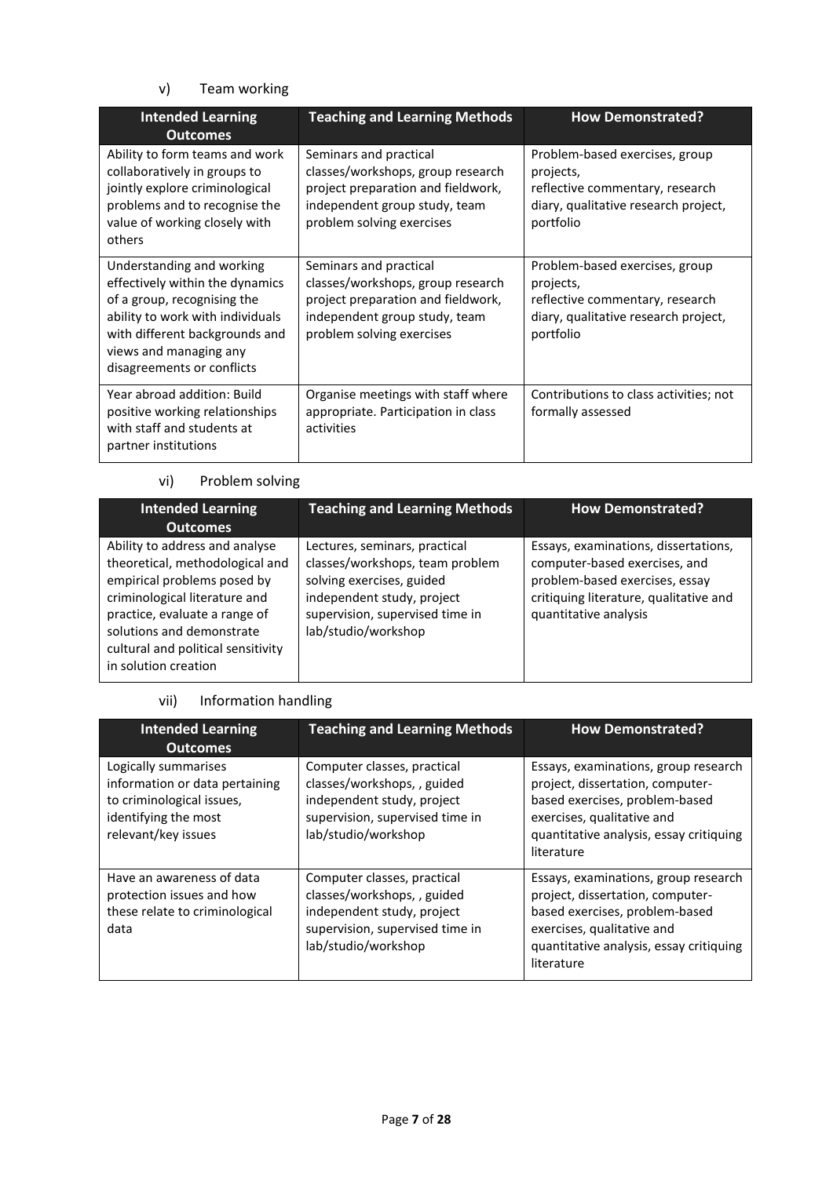v) Team working

| Intended Learning Outcomes | Teaching and Learning Methods | How Demonstrated? |
| --- | --- | --- |
| Ability to form teams and work collaboratively in groups to jointly explore criminological problems and to recognise the value of working closely with others | Seminars and practical classes/workshops, group research project preparation and fieldwork, independent group study, team problem solving exercises | Problem-based exercises, group projects, reflective commentary, research diary, qualitative research project, portfolio |
| Understanding and working effectively within the dynamics of a group, recognising the ability to work with individuals with different backgrounds and views and managing any disagreements or conflicts | Seminars and practical classes/workshops, group research project preparation and fieldwork, independent group study, team problem solving exercises | Problem-based exercises, group projects, reflective commentary, research diary, qualitative research project, portfolio |
| Year abroad addition: Build positive working relationships with staff and students at partner institutions | Organise meetings with staff where appropriate. Participation in class activities | Contributions to class activities; not formally assessed |

vi) Problem solving

| Intended Learning Outcomes | Teaching and Learning Methods | How Demonstrated? |
| --- | --- | --- |
| Ability to address and analyse theoretical, methodological and empirical problems posed by criminological literature and practice, evaluate a range of solutions and demonstrate cultural and political sensitivity in solution creation | Lectures, seminars, practical classes/workshops, team problem solving exercises, guided independent study, project supervision, supervised time in lab/studio/workshop | Essays, examinations, dissertations, computer-based exercises, and problem-based exercises, essay critiquing literature, qualitative and quantitative analysis |

vii) Information handling

| Intended Learning Outcomes | Teaching and Learning Methods | How Demonstrated? |
| --- | --- | --- |
| Logically summarises information or data pertaining to criminological issues, identifying the most relevant/key issues | Computer classes, practical classes/workshops, , guided independent study, project supervision, supervised time in lab/studio/workshop | Essays, examinations, group research project, dissertation, computer-based exercises, problem-based exercises, qualitative and quantitative analysis, essay critiquing literature |
| Have an awareness of data protection issues and how these relate to criminological data | Computer classes, practical classes/workshops, , guided independent study, project supervision, supervised time in lab/studio/workshop | Essays, examinations, group research project, dissertation, computer-based exercises, problem-based exercises, qualitative and quantitative analysis, essay critiquing literature |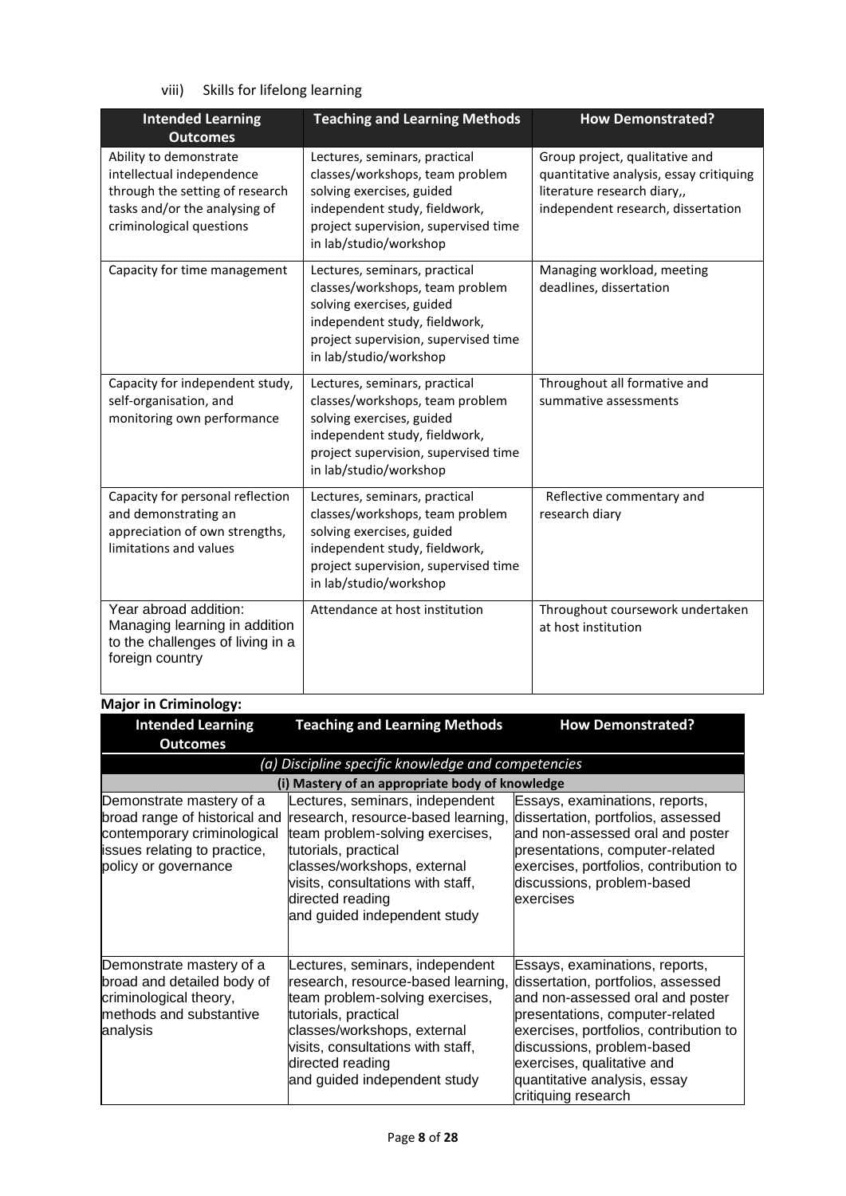viii) Skills for lifelong learning

| Intended Learning Outcomes | Teaching and Learning Methods | How Demonstrated? |
|---|---|---|
| Ability to demonstrate intellectual independence through the setting of research tasks and/or the analysing of criminological questions | Lectures, seminars, practical classes/workshops, team problem solving exercises, guided independent study, fieldwork, project supervision, supervised time in lab/studio/workshop | Group project, qualitative and quantitative analysis, essay critiquing literature research diary,, independent research, dissertation |
| Capacity for time management | Lectures, seminars, practical classes/workshops, team problem solving exercises, guided independent study, fieldwork, project supervision, supervised time in lab/studio/workshop | Managing workload, meeting deadlines, dissertation |
| Capacity for independent study, self-organisation, and monitoring own performance | Lectures, seminars, practical classes/workshops, team problem solving exercises, guided independent study, fieldwork, project supervision, supervised time in lab/studio/workshop | Throughout all formative and summative assessments |
| Capacity for personal reflection and demonstrating an appreciation of own strengths, limitations and values | Lectures, seminars, practical classes/workshops, team problem solving exercises, guided independent study, fieldwork, project supervision, supervised time in lab/studio/workshop | Reflective commentary and research diary |
| Year abroad addition: Managing learning in addition to the challenges of living in a foreign country | Attendance at host institution | Throughout coursework undertaken at host institution |

**Major in Criminology:**

| Intended Learning Outcomes | Teaching and Learning Methods | How Demonstrated? |
|---|---|---|
| *(a) Discipline specific knowledge and competencies* | | |
| **(i) Mastery of an appropriate body of knowledge** | | |
| Demonstrate mastery of a broad range of historical and contemporary criminological issues relating to practice, policy or governance | Lectures, seminars, independent research, resource-based learning, team problem-solving exercises, tutorials, practical classes/workshops, external visits, consultations with staff, directed reading and guided independent study | Essays, examinations, reports, dissertation, portfolios, assessed and non-assessed oral and poster presentations, computer-related exercises, portfolios, contribution to discussions, problem-based exercises |
| Demonstrate mastery of a broad and detailed body of criminological theory, methods and substantive analysis | Lectures, seminars, independent research, resource-based learning, team problem-solving exercises, tutorials, practical classes/workshops, external visits, consultations with staff, directed reading and guided independent study | Essays, examinations, reports, dissertation, portfolios, assessed and non-assessed oral and poster presentations, computer-related exercises, portfolios, contribution to discussions, problem-based exercises, qualitative and quantitative analysis, essay critiquing research |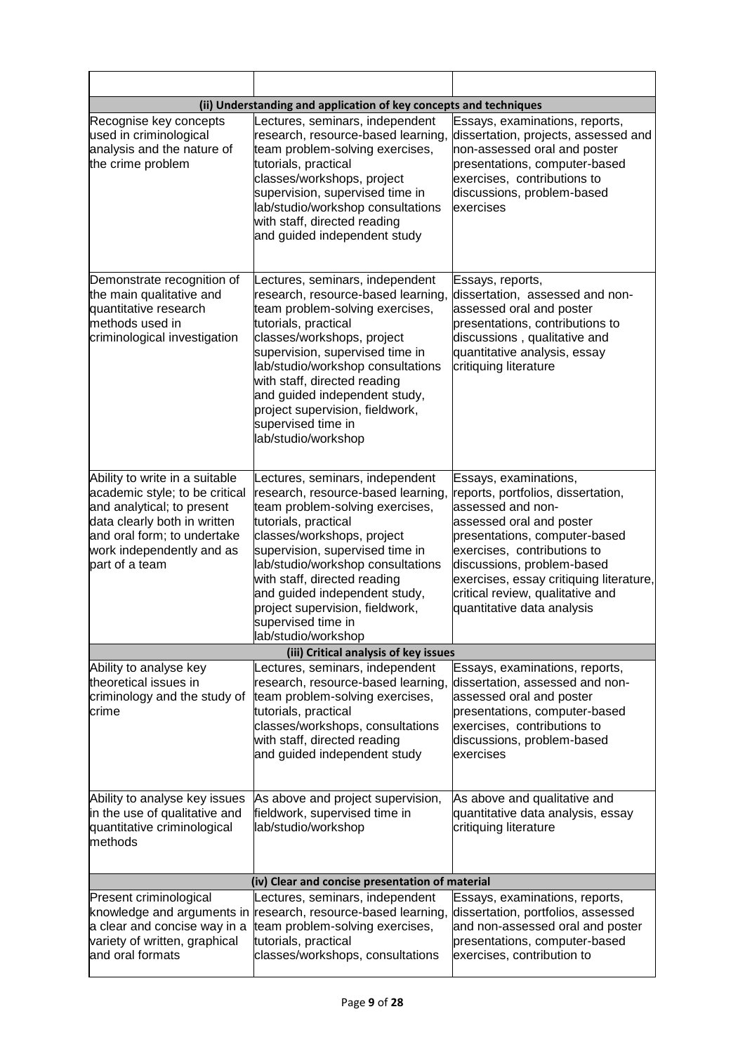| | | |
|---|---|---|
| **(ii) Understanding and application of key concepts and techniques** | | |
| Recognise key concepts used in criminological analysis and the nature of the crime problem | Lectures, seminars, independent research, resource-based learning, team problem-solving exercises, tutorials, practical classes/workshops, project supervision, supervised time in lab/studio/workshop consultations with staff, directed reading and guided independent study | Essays, examinations, reports, dissertation, projects, assessed and non-assessed oral and poster presentations, computer-based exercises, contributions to discussions, problem-based exercises |
| Demonstrate recognition of the main qualitative and quantitative research methods used in criminological investigation | Lectures, seminars, independent research, resource-based learning, team problem-solving exercises, tutorials, practical classes/workshops, project supervision, supervised time in lab/studio/workshop consultations with staff, directed reading and guided independent study, project supervision, fieldwork, supervised time in lab/studio/workshop | Essays, reports, dissertation, assessed and non-assessed oral and poster presentations, contributions to discussions , qualitative and quantitative analysis, essay critiquing literature |
| Ability to write in a suitable academic style; to be critical and analytical; to present data clearly both in written and oral form; to undertake work independently and as part of a team | Lectures, seminars, independent research, resource-based learning, team problem-solving exercises, tutorials, practical classes/workshops, project supervision, supervised time in lab/studio/workshop consultations with staff, directed reading and guided independent study, project supervision, fieldwork, supervised time in lab/studio/workshop | Essays, examinations, reports, portfolios, dissertation, assessed and non-assessed oral and poster presentations, computer-based exercises, contributions to discussions, problem-based exercises, essay critiquing literature, critical review, qualitative and quantitative data analysis |
| **(iii) Critical analysis of key issues** | | |
| Ability to analyse key theoretical issues in criminology and the study of crime | Lectures, seminars, independent research, resource-based learning, team problem-solving exercises, tutorials, practical classes/workshops, consultations with staff, directed reading and guided independent study | Essays, examinations, reports, dissertation, assessed and non-assessed oral and poster presentations, computer-based exercises, contributions to discussions, problem-based exercises |
| Ability to analyse key issues in the use of qualitative and quantitative criminological methods | As above and project supervision, fieldwork, supervised time in lab/studio/workshop | As above and qualitative and quantitative data analysis, essay critiquing literature |
| **(iv) Clear and concise presentation of material** | | |
| Present criminological knowledge and arguments in a clear and concise way in a variety of written, graphical and oral formats | Lectures, seminars, independent research, resource-based learning, team problem-solving exercises, tutorials, practical classes/workshops, consultations | Essays, examinations, reports, dissertation, portfolios, assessed and non-assessed oral and poster presentations, computer-based exercises, contribution to |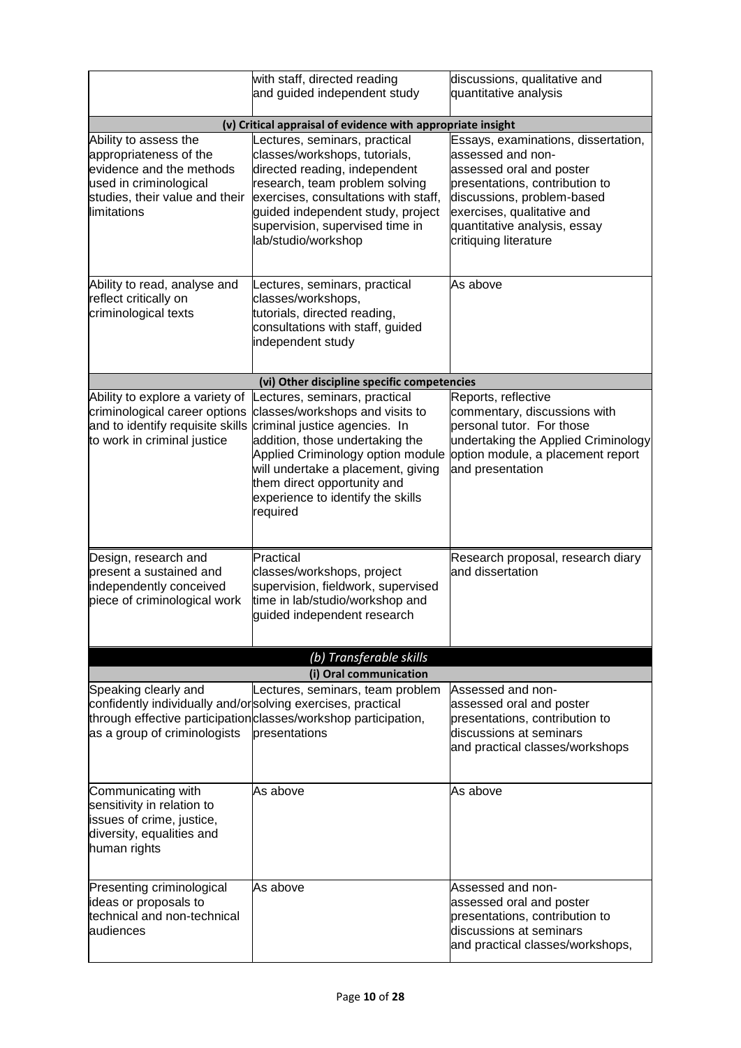| | | |
|---|---|---|
| | with staff, directed reading and guided independent study | discussions, qualitative and quantitative analysis |
| **(v) Critical appraisal of evidence with appropriate insight** | | |
| Ability to assess the appropriateness of the evidence and the methods used in criminological studies, their value and their limitations | Lectures, seminars, practical classes/workshops, tutorials, directed reading, independent research, team problem solving exercises, consultations with staff, guided independent study, project supervision, supervised time in lab/studio/workshop | Essays, examinations, dissertation, assessed and non-assessed oral and poster presentations, contribution to discussions, problem-based exercises, qualitative and quantitative analysis, essay critiquing literature |
| Ability to read, analyse and reflect critically on criminological texts | Lectures, seminars, practical classes/workshops, tutorials, directed reading, consultations with staff, guided independent study | As above |
| **(vi) Other discipline specific competencies** | | |
| Ability to explore a variety of criminological career options and to identify requisite skills to work in criminal justice | Lectures, seminars, practical classes/workshops and visits to criminal justice agencies. In addition, those undertaking the Applied Criminology option module will undertake a placement, giving them direct opportunity and experience to identify the skills required | Reports, reflective commentary, discussions with personal tutor. For those undertaking the Applied Criminology option module, a placement report and presentation |
| Design, research and present a sustained and independently conceived piece of criminological work | Practical classes/workshops, project supervision, fieldwork, supervised time in lab/studio/workshop and guided independent research | Research proposal, research diary and dissertation |
| ***(b) Transferable skills*** | | |
| **(i) Oral communication** | | |
| Speaking clearly and confidently individually and/or through effective participation as a group of criminologists | Lectures, seminars, team problem solving exercises, practical classes/workshop participation, presentations | Assessed and non-assessed oral and poster presentations, contribution to discussions at seminars and practical classes/workshops |
| Communicating with sensitivity in relation to issues of crime, justice, diversity, equalities and human rights | As above | As above |
| Presenting criminological ideas or proposals to technical and non-technical audiences | As above | Assessed and non-assessed oral and poster presentations, contribution to discussions at seminars and practical classes/workshops, |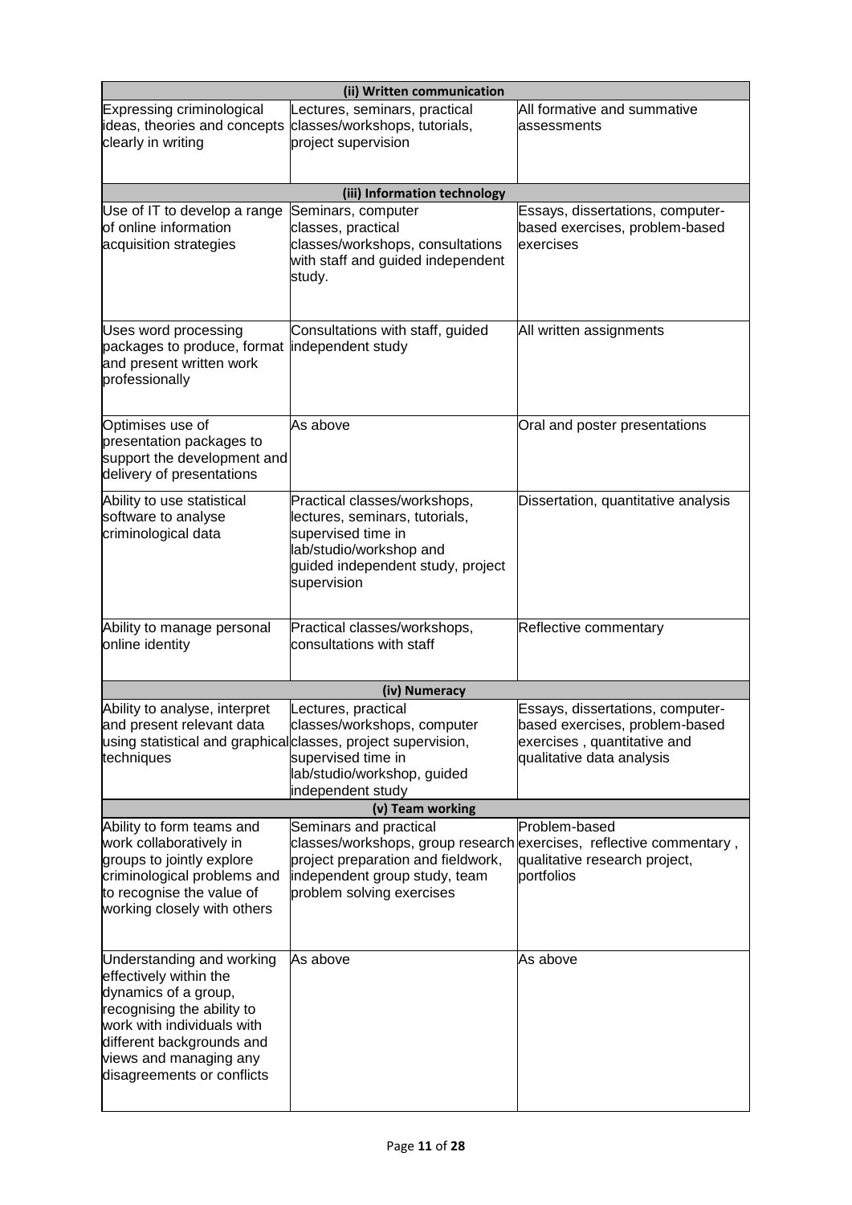| (ii) Written communication | | |
|---|---|---|
| Expressing criminological ideas, theories and concepts clearly in writing | Lectures, seminars, practical classes/workshops, tutorials, project supervision | All formative and summative assessments |
| **(iii) Information technology** | | |
| Use of IT to develop a range of online information acquisition strategies | Seminars, computer classes, practical classes/workshops, consultations with staff and guided independent study. | Essays, dissertations, computer-based exercises, problem-based exercises |
| Uses word processing packages to produce, format and present written work professionally | Consultations with staff, guided independent study | All written assignments |
| Optimises use of presentation packages to support the development and delivery of presentations | As above | Oral and poster presentations |
| Ability to use statistical software to analyse criminological data | Practical classes/workshops, lectures, seminars, tutorials, supervised time in lab/studio/workshop and guided independent study, project supervision | Dissertation, quantitative analysis |
| Ability to manage personal online identity | Practical classes/workshops, consultations with staff | Reflective commentary |
| **(iv) Numeracy** | | |
| Ability to analyse, interpret and present relevant data using statistical and graphical techniques | Lectures, practical classes/workshops, computer classes, project supervision, supervised time in lab/studio/workshop, guided independent study | Essays, dissertations, computer-based exercises, problem-based exercises , quantitative and qualitative data analysis |
| **(v) Team working** | | |
| Ability to form teams and work collaboratively in groups to jointly explore criminological problems and to recognise the value of working closely with others | Seminars and practical classes/workshops, group research project preparation and fieldwork, independent group study, team problem solving exercises | Problem-based exercises, reflective commentary , qualitative research project, portfolios |
| Understanding and working effectively within the dynamics of a group, recognising the ability to work with individuals with different backgrounds and views and managing any disagreements or conflicts | As above | As above |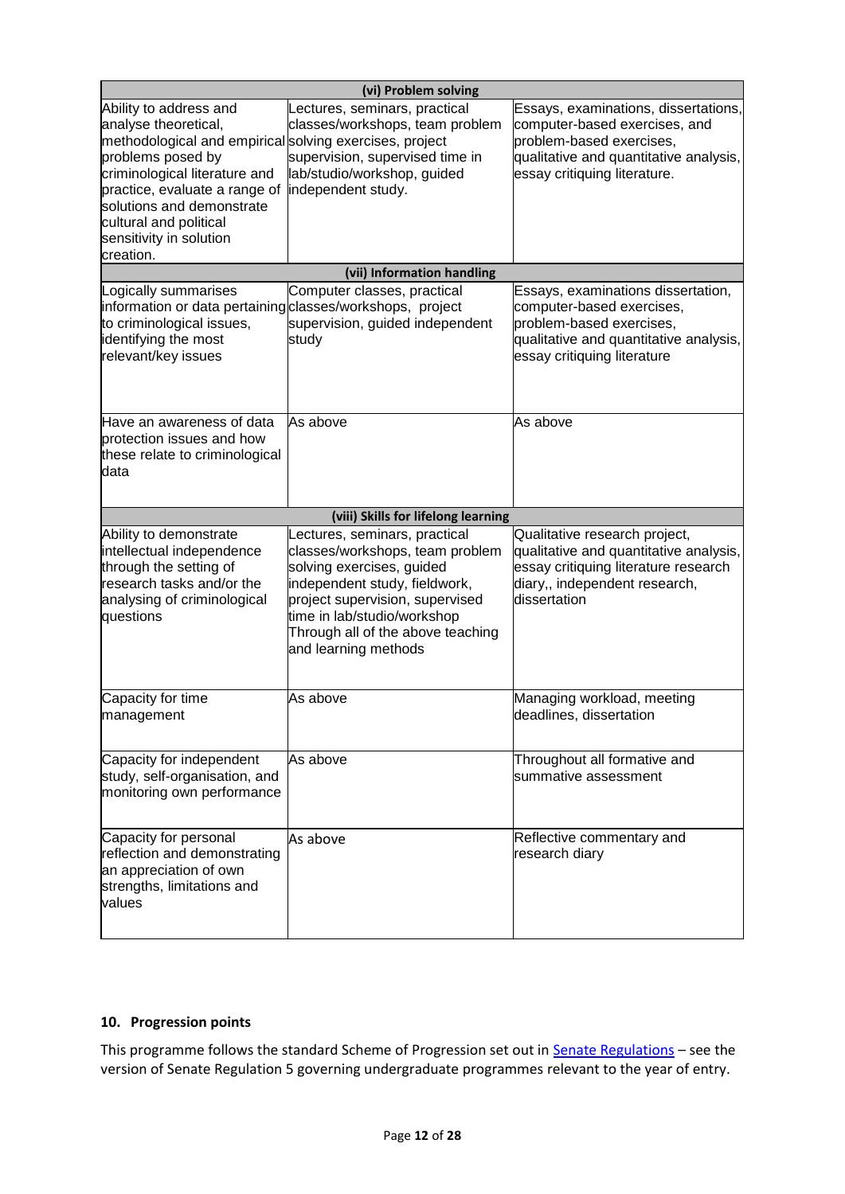| (vi) Problem solving | | |
|---|---|---|
| Ability to address and analyse theoretical, methodological and empirical problems posed by criminological literature and practice, evaluate a range of solutions and demonstrate cultural and political sensitivity in solution creation. | Lectures, seminars, practical classes/workshops, team problem solving exercises, project supervision, supervised time in lab/studio/workshop, guided independent study. | Essays, examinations, dissertations, computer-based exercises, and problem-based exercises, qualitative and quantitative analysis, essay critiquing literature. |
| **(vii) Information handling** | | |
| Logically summarises information or data pertaining to criminological issues, identifying the most relevant/key issues | Computer classes, practical classes/workshops, project supervision, guided independent study | Essays, examinations dissertation, computer-based exercises, problem-based exercises, qualitative and quantitative analysis, essay critiquing literature |
| Have an awareness of data protection issues and how these relate to criminological data | As above | As above |
| **(viii) Skills for lifelong learning** | | |
| Ability to demonstrate intellectual independence through the setting of research tasks and/or the analysing of criminological questions | Lectures, seminars, practical classes/workshops, team problem solving exercises, guided independent study, fieldwork, project supervision, supervised time in lab/studio/workshop Through all of the above teaching and learning methods | Qualitative research project, qualitative and quantitative analysis, essay critiquing literature research diary,, independent research, dissertation |
| Capacity for time management | As above | Managing workload, meeting deadlines, dissertation |
| Capacity for independent study, self-organisation, and monitoring own performance | As above | Throughout all formative and summative assessment |
| Capacity for personal reflection and demonstrating an appreciation of own strengths, limitations and values | As above | Reflective commentary and research diary |

## 10. Progression points

This programme follows the standard Scheme of Progression set out in Senate Regulations – see the version of Senate Regulation 5 governing undergraduate programmes relevant to the year of entry.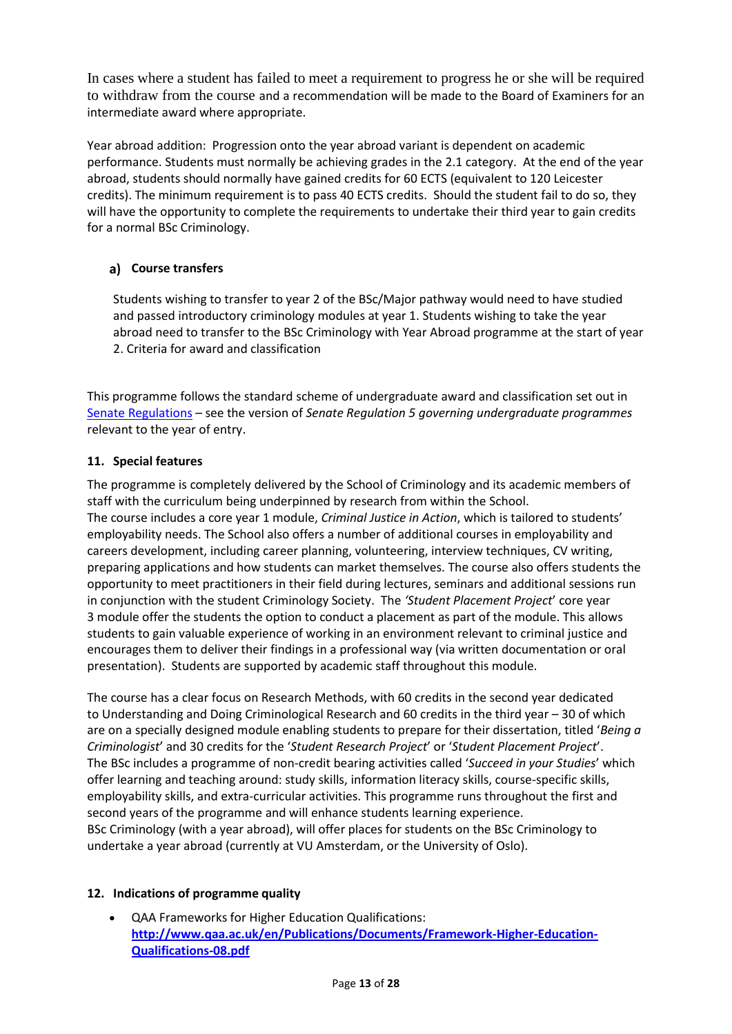In cases where a student has failed to meet a requirement to progress he or she will be required to withdraw from the course and a recommendation will be made to the Board of Examiners for an intermediate award where appropriate.

Year abroad addition: Progression onto the year abroad variant is dependent on academic performance. Students must normally be achieving grades in the 2.1 category. At the end of the year abroad, students should normally have gained credits for 60 ECTS (equivalent to 120 Leicester credits). The minimum requirement is to pass 40 ECTS credits. Should the student fail to do so, they will have the opportunity to complete the requirements to undertake their third year to gain credits for a normal BSc Criminology.

### a) Course transfers

Students wishing to transfer to year 2 of the BSc/Major pathway would need to have studied and passed introductory criminology modules at year 1. Students wishing to take the year abroad need to transfer to the BSc Criminology with Year Abroad programme at the start of year 2. Criteria for award and classification

This programme follows the standard scheme of undergraduate award and classification set out in Senate Regulations – see the version of *Senate Regulation 5 governing undergraduate programmes* relevant to the year of entry.

## 11. Special features

The programme is completely delivered by the School of Criminology and its academic members of staff with the curriculum being underpinned by research from within the School.
The course includes a core year 1 module, *Criminal Justice in Action*, which is tailored to students' employability needs. The School also offers a number of additional courses in employability and careers development, including career planning, volunteering, interview techniques, CV writing, preparing applications and how students can market themselves. The course also offers students the opportunity to meet practitioners in their field during lectures, seminars and additional sessions run in conjunction with the student Criminology Society. The *'Student Placement Project*' core year 3 module offer the students the option to conduct a placement as part of the module. This allows students to gain valuable experience of working in an environment relevant to criminal justice and encourages them to deliver their findings in a professional way (via written documentation or oral presentation). Students are supported by academic staff throughout this module.

The course has a clear focus on Research Methods, with 60 credits in the second year dedicated to Understanding and Doing Criminological Research and 60 credits in the third year – 30 of which are on a specially designed module enabling students to prepare for their dissertation, titled '*Being a Criminologist*' and 30 credits for the '*Student Research Project*' or '*Student Placement Project*'.
The BSc includes a programme of non-credit bearing activities called '*Succeed in your Studies*' which offer learning and teaching around: study skills, information literacy skills, course-specific skills, employability skills, and extra-curricular activities. This programme runs throughout the first and second years of the programme and will enhance students learning experience.
BSc Criminology (with a year abroad), will offer places for students on the BSc Criminology to undertake a year abroad (currently at VU Amsterdam, or the University of Oslo).

## 12. Indications of programme quality

- QAA Frameworks for Higher Education Qualifications: **http://www.qaa.ac.uk/en/Publications/Documents/Framework-Higher-Education-Qualifications-08.pdf**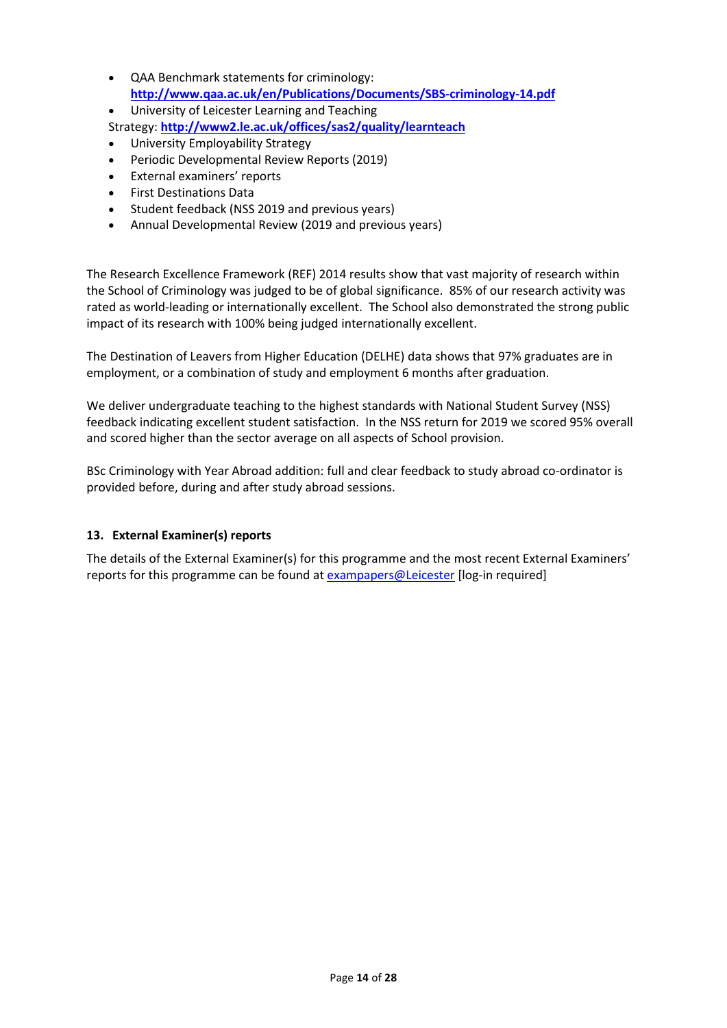- QAA Benchmark statements for criminology: **http://www.qaa.ac.uk/en/Publications/Documents/SBS-criminology-14.pdf**
- University of Leicester Learning and Teaching Strategy: **http://www2.le.ac.uk/offices/sas2/quality/learnteach**
- University Employability Strategy
- Periodic Developmental Review Reports (2019)
- External examiners' reports
- First Destinations Data
- Student feedback (NSS 2019 and previous years)
- Annual Developmental Review (2019 and previous years)

The Research Excellence Framework (REF) 2014 results show that vast majority of research within the School of Criminology was judged to be of global significance. 85% of our research activity was rated as world-leading or internationally excellent. The School also demonstrated the strong public impact of its research with 100% being judged internationally excellent.

The Destination of Leavers from Higher Education (DELHE) data shows that 97% graduates are in employment, or a combination of study and employment 6 months after graduation.

We deliver undergraduate teaching to the highest standards with National Student Survey (NSS) feedback indicating excellent student satisfaction. In the NSS return for 2019 we scored 95% overall and scored higher than the sector average on all aspects of School provision.

BSc Criminology with Year Abroad addition: full and clear feedback to study abroad co-ordinator is provided before, during and after study abroad sessions.

### 13. External Examiner(s) reports

The details of the External Examiner(s) for this programme and the most recent External Examiners' reports for this programme can be found at exampapers@Leicester [log-in required]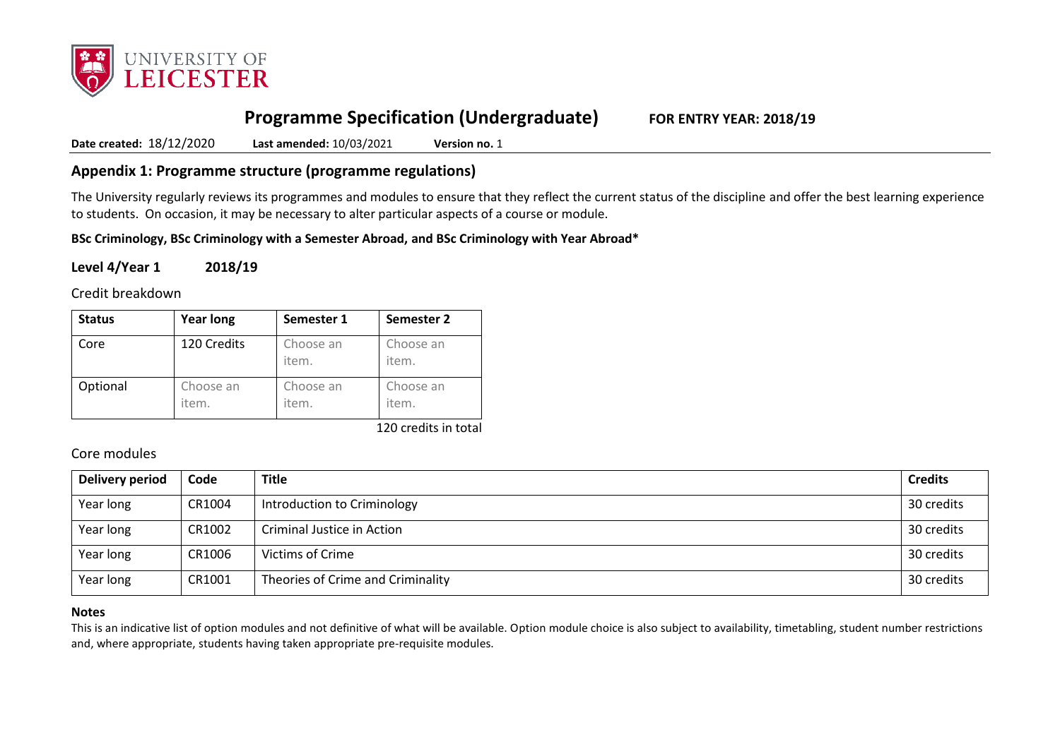# Programme Specification (Undergraduate) **FOR ENTRY YEAR: 2018/19**

**Date created:** 18/12/2020 **Last amended:** 10/03/2021 **Version no.** 1

## Appendix 1: Programme structure (programme regulations)

The University regularly reviews its programmes and modules to ensure that they reflect the current status of the discipline and offer the best learning experience to students. On occasion, it may be necessary to alter particular aspects of a course or module.

**BSc Criminology, BSc Criminology with a Semester Abroad, and BSc Criminology with Year Abroad***

### Level 4/Year 1 2018/19

Credit breakdown

| Status | Year long | Semester 1 | Semester 2 |
|---|---|---|---|
| Core | 120 Credits | Choose an item. | Choose an item. |
| Optional | Choose an item. | Choose an item. | Choose an item. |

120 credits in total

Core modules

| Delivery period | Code | Title | Credits |
|---|---|---|---|
| Year long | CR1004 | Introduction to Criminology | 30 credits |
| Year long | CR1002 | Criminal Justice in Action | 30 credits |
| Year long | CR1006 | Victims of Crime | 30 credits |
| Year long | CR1001 | Theories of Crime and Criminality | 30 credits |

**Notes**

This is an indicative list of option modules and not definitive of what will be available. Option module choice is also subject to availability, timetabling, student number restrictions and, where appropriate, students having taken appropriate pre-requisite modules.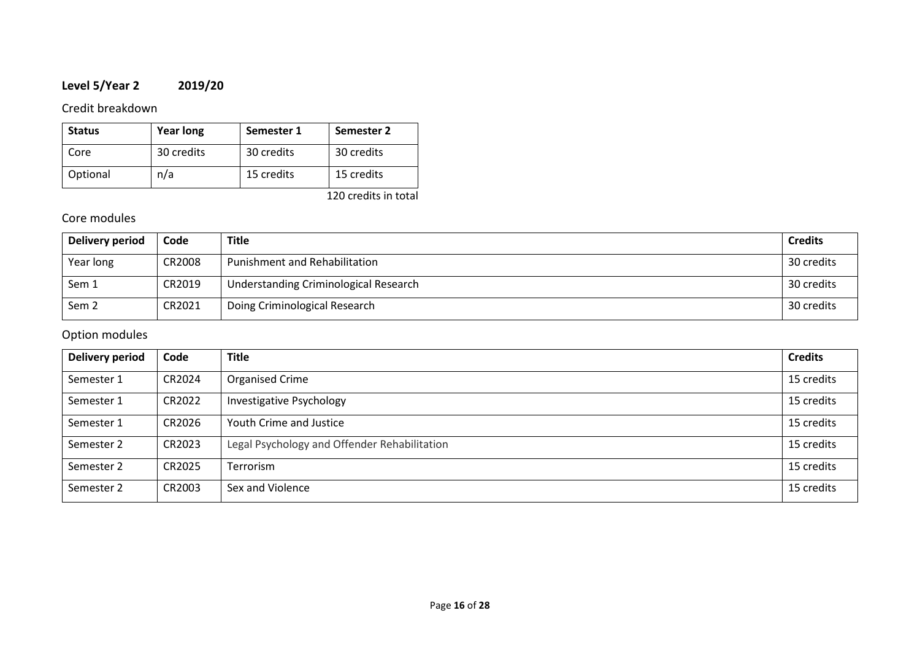## Level 5/Year 2 2019/20

### Credit breakdown

| Status | Year long | Semester 1 | Semester 2 |
|---|---|---|---|
| Core | 30 credits | 30 credits | 30 credits |
| Optional | n/a | 15 credits | 15 credits |

120 credits in total

### Core modules

| Delivery period | Code | Title | Credits |
|---|---|---|---|
| Year long | CR2008 | Punishment and Rehabilitation | 30 credits |
| Sem 1 | CR2019 | Understanding Criminological Research | 30 credits |
| Sem 2 | CR2021 | Doing Criminological Research | 30 credits |

### Option modules

| Delivery period | Code | Title | Credits |
|---|---|---|---|
| Semester 1 | CR2024 | Organised Crime | 15 credits |
| Semester 1 | CR2022 | Investigative Psychology | 15 credits |
| Semester 1 | CR2026 | Youth Crime and Justice | 15 credits |
| Semester 2 | CR2023 | Legal Psychology and Offender Rehabilitation | 15 credits |
| Semester 2 | CR2025 | Terrorism | 15 credits |
| Semester 2 | CR2003 | Sex and Violence | 15 credits |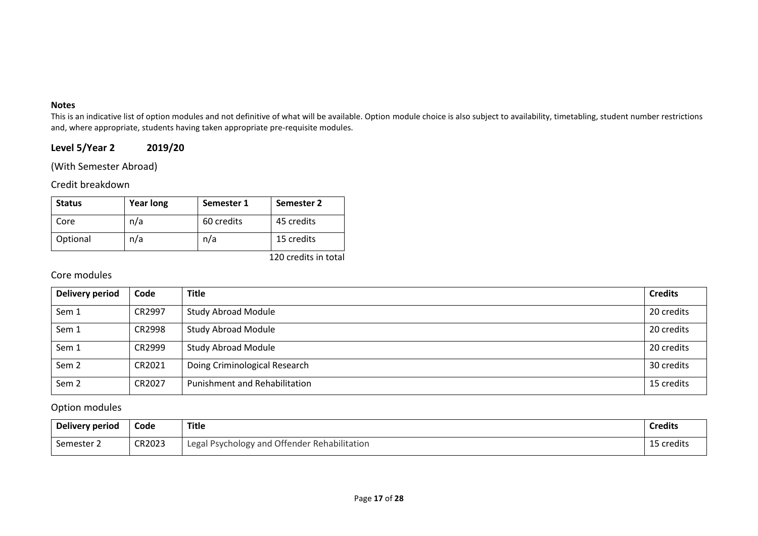**Notes**

This is an indicative list of option modules and not definitive of what will be available. Option module choice is also subject to availability, timetabling, student number restrictions and, where appropriate, students having taken appropriate pre-requisite modules.

## Level 5/Year 2 2019/20

(With Semester Abroad)

### Credit breakdown

| Status | Year long | Semester 1 | Semester 2 |
|---|---|---|---|
| Core | n/a | 60 credits | 45 credits |
| Optional | n/a | n/a | 15 credits |

120 credits in total

### Core modules

| Delivery period | Code | Title | Credits |
|---|---|---|---|
| Sem 1 | CR2997 | Study Abroad Module | 20 credits |
| Sem 1 | CR2998 | Study Abroad Module | 20 credits |
| Sem 1 | CR2999 | Study Abroad Module | 20 credits |
| Sem 2 | CR2021 | Doing Criminological Research | 30 credits |
| Sem 2 | CR2027 | Punishment and Rehabilitation | 15 credits |

### Option modules

| Delivery period | Code | Title | Credits |
|---|---|---|---|
| Semester 2 | CR2023 | Legal Psychology and Offender Rehabilitation | 15 credits |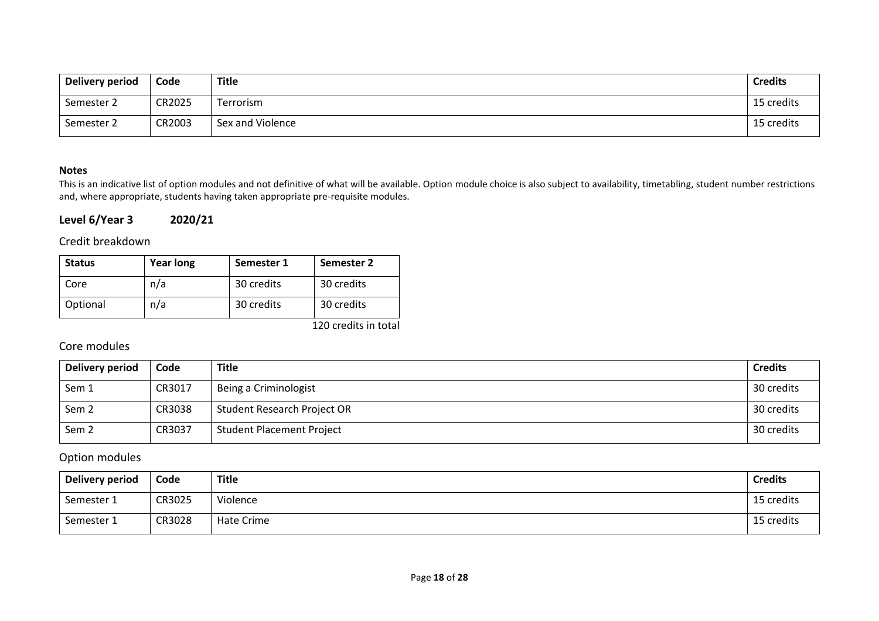| Delivery period | Code | Title | Credits |
|---|---|---|---|
| Semester 2 | CR2025 | Terrorism | 15 credits |
| Semester 2 | CR2003 | Sex and Violence | 15 credits |

**Notes**

This is an indicative list of option modules and not definitive of what will be available. Option module choice is also subject to availability, timetabling, student number restrictions and, where appropriate, students having taken appropriate pre-requisite modules.

## Level 6/Year 3 2020/21

### Credit breakdown

| Status | Year long | Semester 1 | Semester 2 |
|---|---|---|---|
| Core | n/a | 30 credits | 30 credits |
| Optional | n/a | 30 credits | 30 credits |

120 credits in total

### Core modules

| Delivery period | Code | Title | Credits |
|---|---|---|---|
| Sem 1 | CR3017 | Being a Criminologist | 30 credits |
| Sem 2 | CR3038 | Student Research Project OR | 30 credits |
| Sem 2 | CR3037 | Student Placement Project | 30 credits |

### Option modules

| Delivery period | Code | Title | Credits |
|---|---|---|---|
| Semester 1 | CR3025 | Violence | 15 credits |
| Semester 1 | CR3028 | Hate Crime | 15 credits |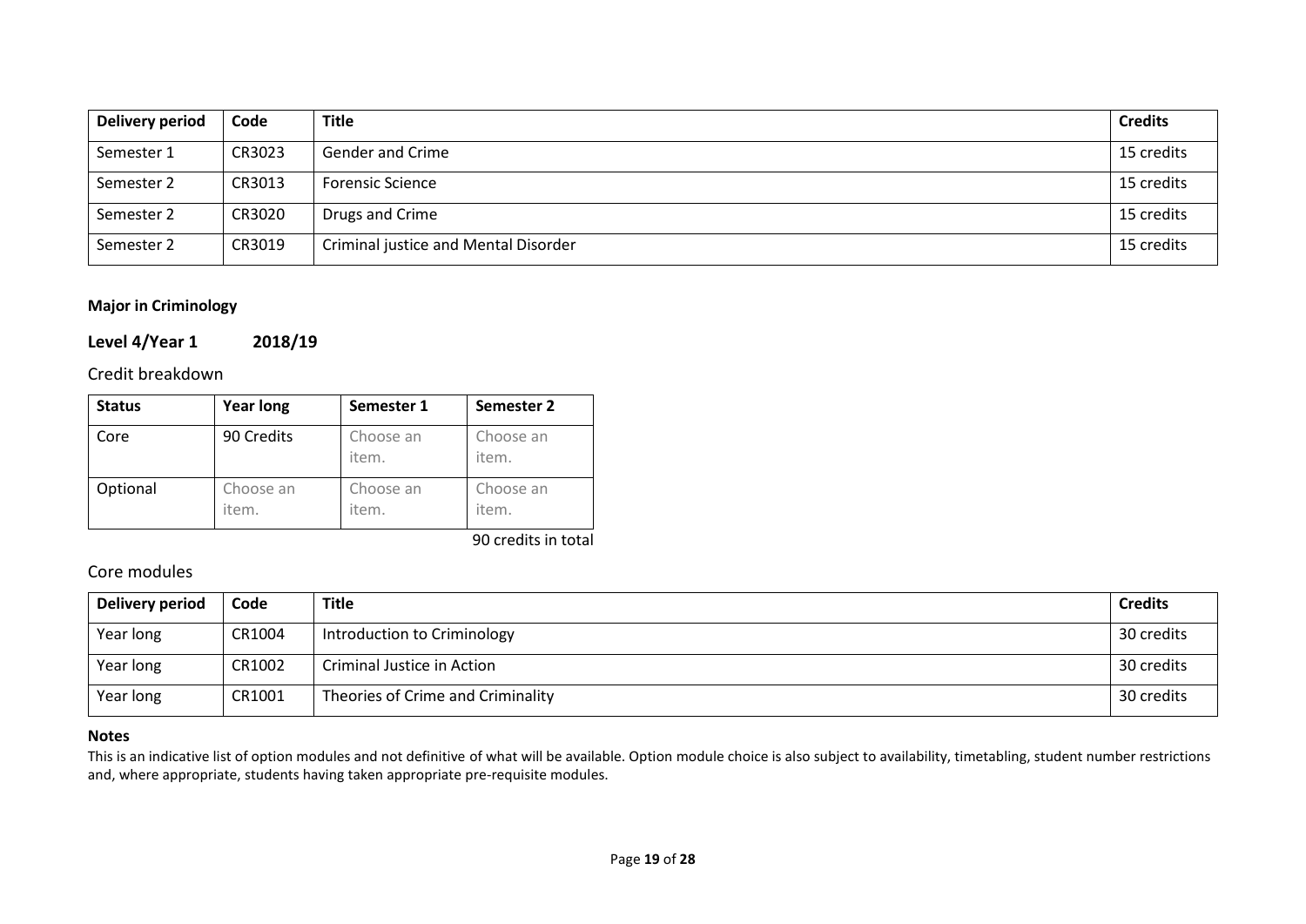| Delivery period | Code | Title | Credits |
| --- | --- | --- | --- |
| Semester 1 | CR3023 | Gender and Crime | 15 credits |
| Semester 2 | CR3013 | Forensic Science | 15 credits |
| Semester 2 | CR3020 | Drugs and Crime | 15 credits |
| Semester 2 | CR3019 | Criminal justice and Mental Disorder | 15 credits |

**Major in Criminology**

## Level 4/Year 1 2018/19

### Credit breakdown

| Status | Year long | Semester 1 | Semester 2 |
| --- | --- | --- | --- |
| Core | 90 Credits | Choose an item. | Choose an item. |
| Optional | Choose an item. | Choose an item. | Choose an item. |

90 credits in total

### Core modules

| Delivery period | Code | Title | Credits |
| --- | --- | --- | --- |
| Year long | CR1004 | Introduction to Criminology | 30 credits |
| Year long | CR1002 | Criminal Justice in Action | 30 credits |
| Year long | CR1001 | Theories of Crime and Criminality | 30 credits |

**Notes**

This is an indicative list of option modules and not definitive of what will be available. Option module choice is also subject to availability, timetabling, student number restrictions and, where appropriate, students having taken appropriate pre-requisite modules.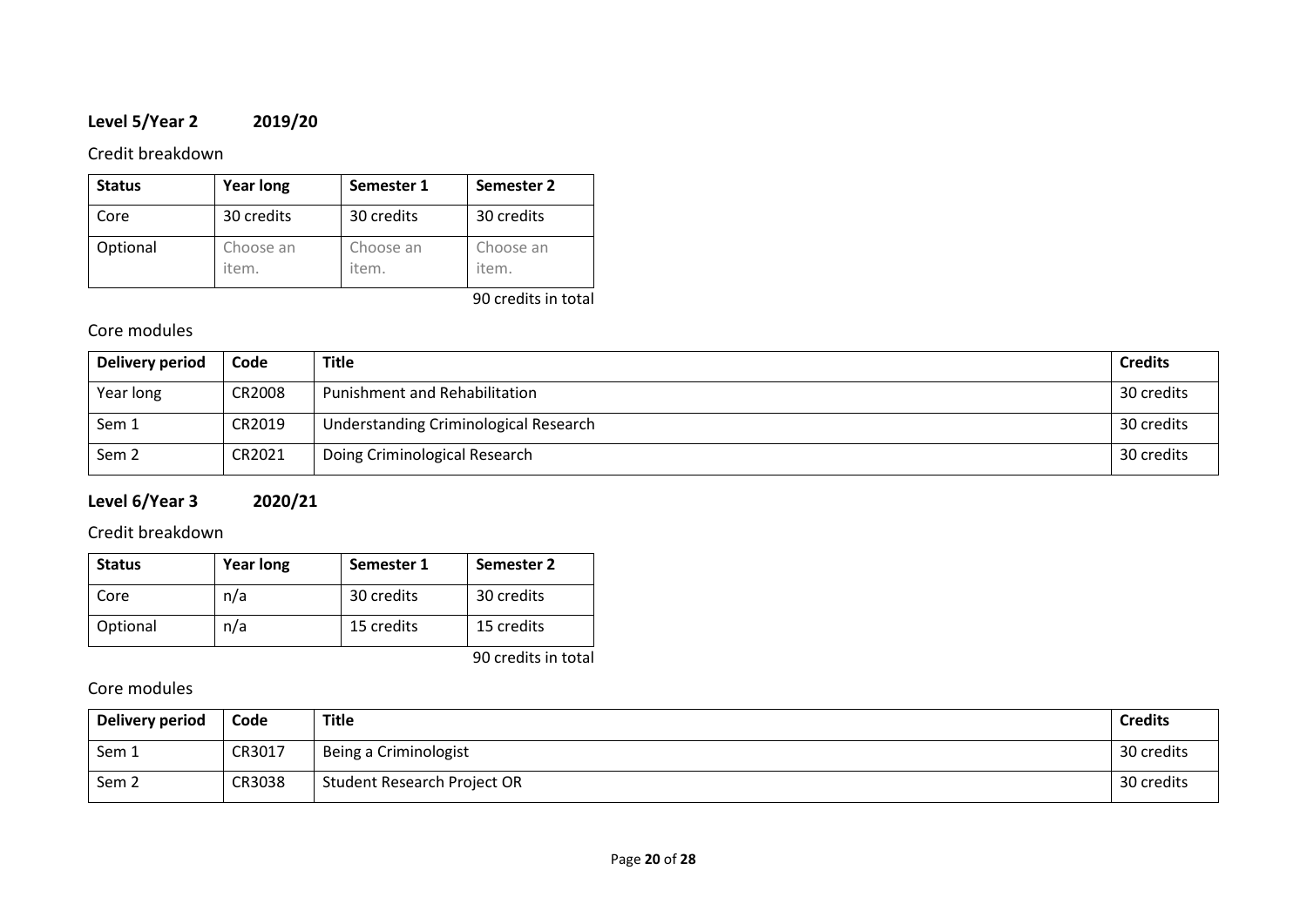## Level 5/Year 2 2019/20

### Credit breakdown

| Status | Year long | Semester 1 | Semester 2 |
|---|---|---|---|
| Core | 30 credits | 30 credits | 30 credits |
| Optional | Choose an item. | Choose an item. | Choose an item. |

90 credits in total

### Core modules

| Delivery period | Code | Title | Credits |
|---|---|---|---|
| Year long | CR2008 | Punishment and Rehabilitation | 30 credits |
| Sem 1 | CR2019 | Understanding Criminological Research | 30 credits |
| Sem 2 | CR2021 | Doing Criminological Research | 30 credits |

## Level 6/Year 3 2020/21

### Credit breakdown

| Status | Year long | Semester 1 | Semester 2 |
|---|---|---|---|
| Core | n/a | 30 credits | 30 credits |
| Optional | n/a | 15 credits | 15 credits |

90 credits in total

### Core modules

| Delivery period | Code | Title | Credits |
|---|---|---|---|
| Sem 1 | CR3017 | Being a Criminologist | 30 credits |
| Sem 2 | CR3038 | Student Research Project OR | 30 credits |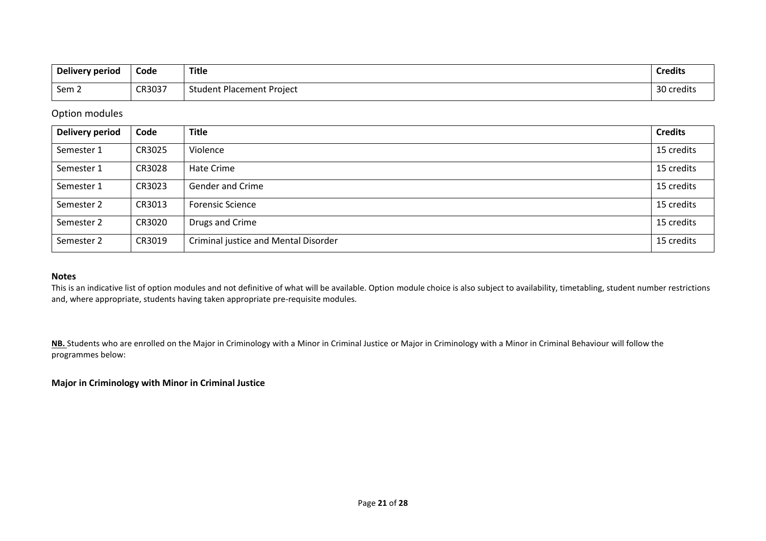| Delivery period | Code | Title | Credits |
|---|---|---|---|
| Sem 2 | CR3037 | Student Placement Project | 30 credits |

## Option modules

| Delivery period | Code | Title | Credits |
|---|---|---|---|
| Semester 1 | CR3025 | Violence | 15 credits |
| Semester 1 | CR3028 | Hate Crime | 15 credits |
| Semester 1 | CR3023 | Gender and Crime | 15 credits |
| Semester 2 | CR3013 | Forensic Science | 15 credits |
| Semester 2 | CR3020 | Drugs and Crime | 15 credits |
| Semester 2 | CR3019 | Criminal justice and Mental Disorder | 15 credits |

**Notes**

This is an indicative list of option modules and not definitive of what will be available. Option module choice is also subject to availability, timetabling, student number restrictions and, where appropriate, students having taken appropriate pre-requisite modules.

**NB.** Students who are enrolled on the Major in Criminology with a Minor in Criminal Justice or Major in Criminology with a Minor in Criminal Behaviour will follow the programmes below:

**Major in Criminology with Minor in Criminal Justice**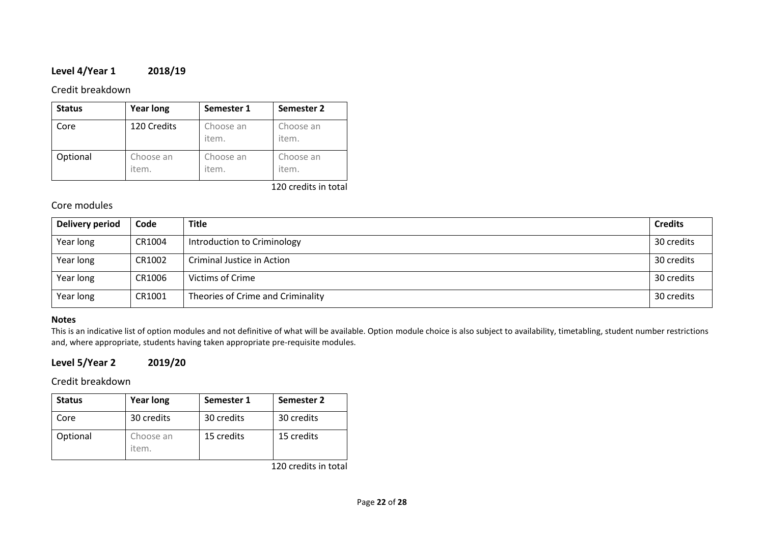## Level 4/Year 1 2018/19

### Credit breakdown

| Status | Year long | Semester 1 | Semester 2 |
|---|---|---|---|
| Core | 120 Credits | Choose an item. | Choose an item. |
| Optional | Choose an item. | Choose an item. | Choose an item. |

120 credits in total

### Core modules

| Delivery period | Code | Title | Credits |
|---|---|---|---|
| Year long | CR1004 | Introduction to Criminology | 30 credits |
| Year long | CR1002 | Criminal Justice in Action | 30 credits |
| Year long | CR1006 | Victims of Crime | 30 credits |
| Year long | CR1001 | Theories of Crime and Criminality | 30 credits |

**Notes**

This is an indicative list of option modules and not definitive of what will be available. Option module choice is also subject to availability, timetabling, student number restrictions and, where appropriate, students having taken appropriate pre-requisite modules.

## Level 5/Year 2 2019/20

### Credit breakdown

| Status | Year long | Semester 1 | Semester 2 |
|---|---|---|---|
| Core | 30 credits | 30 credits | 30 credits |
| Optional | Choose an item. | 15 credits | 15 credits |

120 credits in total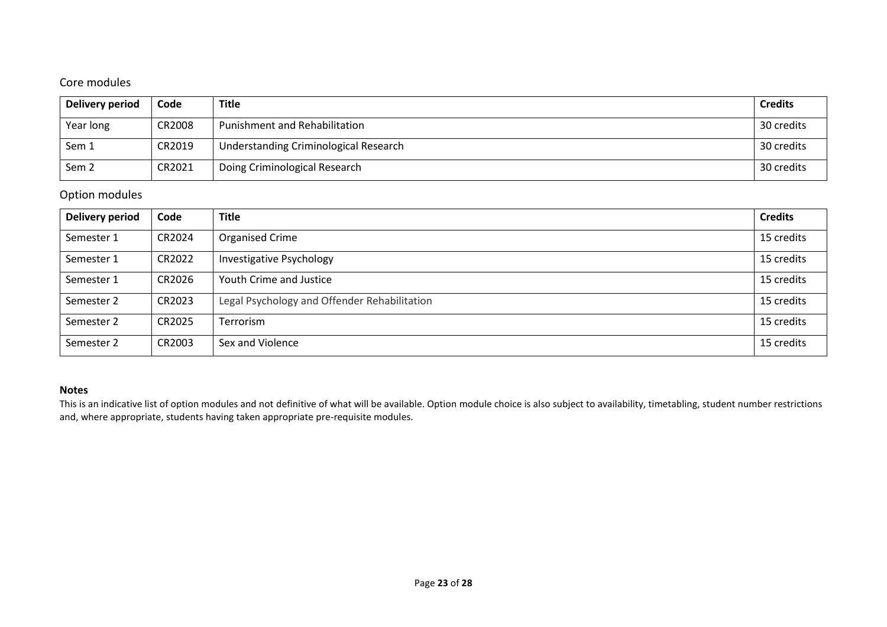## Core modules

| Delivery period | Code | Title | Credits |
| --- | --- | --- | --- |
| Year long | CR2008 | Punishment and Rehabilitation | 30 credits |
| Sem 1 | CR2019 | Understanding Criminological Research | 30 credits |
| Sem 2 | CR2021 | Doing Criminological Research | 30 credits |

## Option modules

| Delivery period | Code | Title | Credits |
| --- | --- | --- | --- |
| Semester 1 | CR2024 | Organised Crime | 15 credits |
| Semester 1 | CR2022 | Investigative Psychology | 15 credits |
| Semester 1 | CR2026 | Youth Crime and Justice | 15 credits |
| Semester 2 | CR2023 | Legal Psychology and Offender Rehabilitation | 15 credits |
| Semester 2 | CR2025 | Terrorism | 15 credits |
| Semester 2 | CR2003 | Sex and Violence | 15 credits |

**Notes**

This is an indicative list of option modules and not definitive of what will be available. Option module choice is also subject to availability, timetabling, student number restrictions and, where appropriate, students having taken appropriate pre-requisite modules.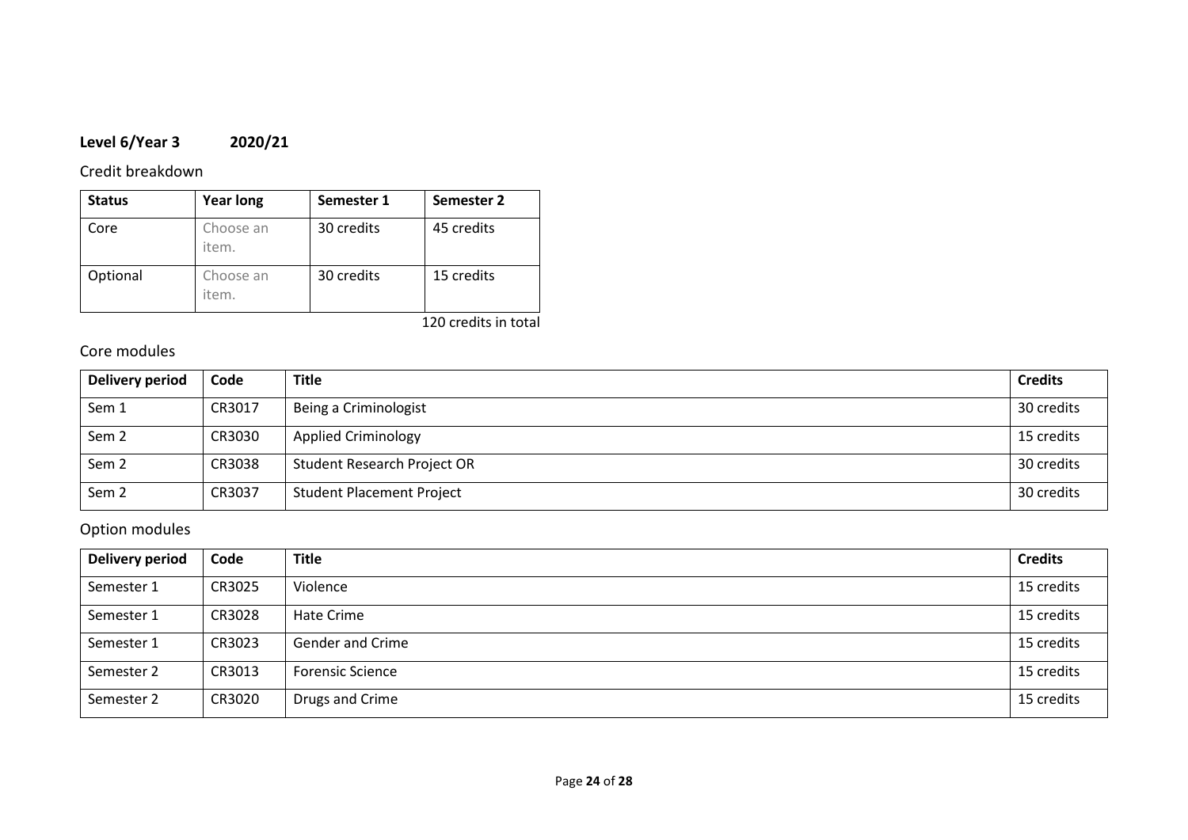**Level 6/Year 3 2020/21**

Credit breakdown

| Status | Year long | Semester 1 | Semester 2 |
|---|---|---|---|
| Core | Choose an item. | 30 credits | 45 credits |
| Optional | Choose an item. | 30 credits | 15 credits |

120 credits in total

Core modules

| Delivery period | Code | Title | Credits |
|---|---|---|---|
| Sem 1 | CR3017 | Being a Criminologist | 30 credits |
| Sem 2 | CR3030 | Applied Criminology | 15 credits |
| Sem 2 | CR3038 | Student Research Project OR | 30 credits |
| Sem 2 | CR3037 | Student Placement Project | 30 credits |

Option modules

| Delivery period | Code | Title | Credits |
|---|---|---|---|
| Semester 1 | CR3025 | Violence | 15 credits |
| Semester 1 | CR3028 | Hate Crime | 15 credits |
| Semester 1 | CR3023 | Gender and Crime | 15 credits |
| Semester 2 | CR3013 | Forensic Science | 15 credits |
| Semester 2 | CR3020 | Drugs and Crime | 15 credits |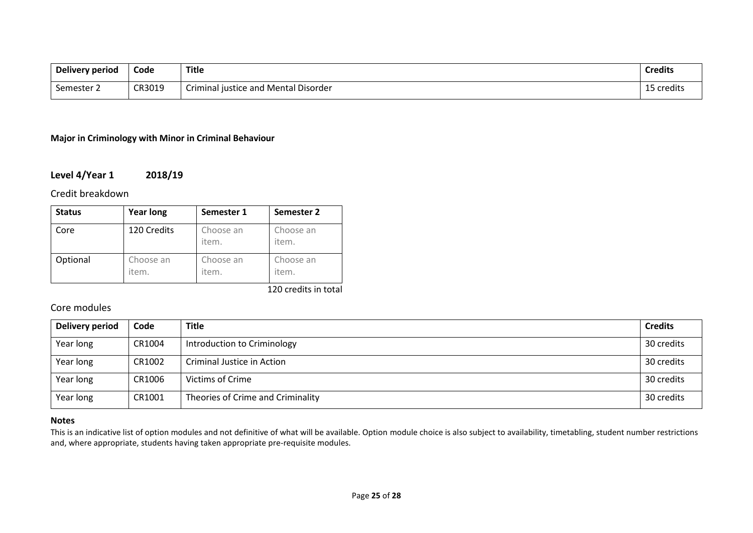| Delivery period | Code | Title | Credits |
|---|---|---|---|
| Semester 2 | CR3019 | Criminal justice and Mental Disorder | 15 credits |

**Major in Criminology with Minor in Criminal Behaviour**

### Level 4/Year 1 2018/19

Credit breakdown

| Status | Year long | Semester 1 | Semester 2 |
|---|---|---|---|
| Core | 120 Credits | Choose an item. | Choose an item. |
| Optional | Choose an item. | Choose an item. | Choose an item. |

120 credits in total

Core modules

| Delivery period | Code | Title | Credits |
|---|---|---|---|
| Year long | CR1004 | Introduction to Criminology | 30 credits |
| Year long | CR1002 | Criminal Justice in Action | 30 credits |
| Year long | CR1006 | Victims of Crime | 30 credits |
| Year long | CR1001 | Theories of Crime and Criminality | 30 credits |

**Notes**

This is an indicative list of option modules and not definitive of what will be available. Option module choice is also subject to availability, timetabling, student number restrictions and, where appropriate, students having taken appropriate pre-requisite modules.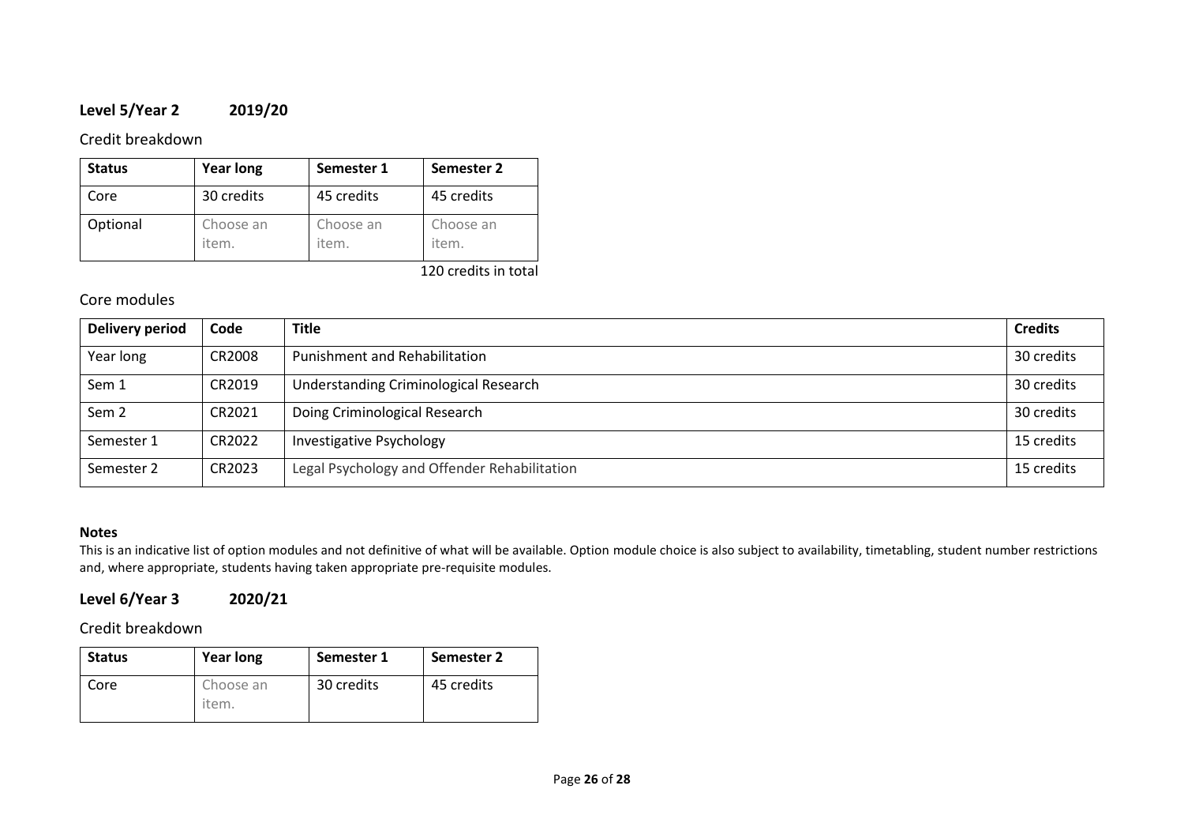## Level 5/Year 2 2019/20

Credit breakdown

| Status | Year long | Semester 1 | Semester 2 |
|---|---|---|---|
| Core | 30 credits | 45 credits | 45 credits |
| Optional | Choose an item. | Choose an item. | Choose an item. |

120 credits in total

Core modules

| Delivery period | Code | Title | Credits |
|---|---|---|---|
| Year long | CR2008 | Punishment and Rehabilitation | 30 credits |
| Sem 1 | CR2019 | Understanding Criminological Research | 30 credits |
| Sem 2 | CR2021 | Doing Criminological Research | 30 credits |
| Semester 1 | CR2022 | Investigative Psychology | 15 credits |
| Semester 2 | CR2023 | Legal Psychology and Offender Rehabilitation | 15 credits |

**Notes**
This is an indicative list of option modules and not definitive of what will be available. Option module choice is also subject to availability, timetabling, student number restrictions and, where appropriate, students having taken appropriate pre-requisite modules.

## Level 6/Year 3 2020/21

Credit breakdown

| Status | Year long | Semester 1 | Semester 2 |
|---|---|---|---|
| Core | Choose an item. | 30 credits | 45 credits |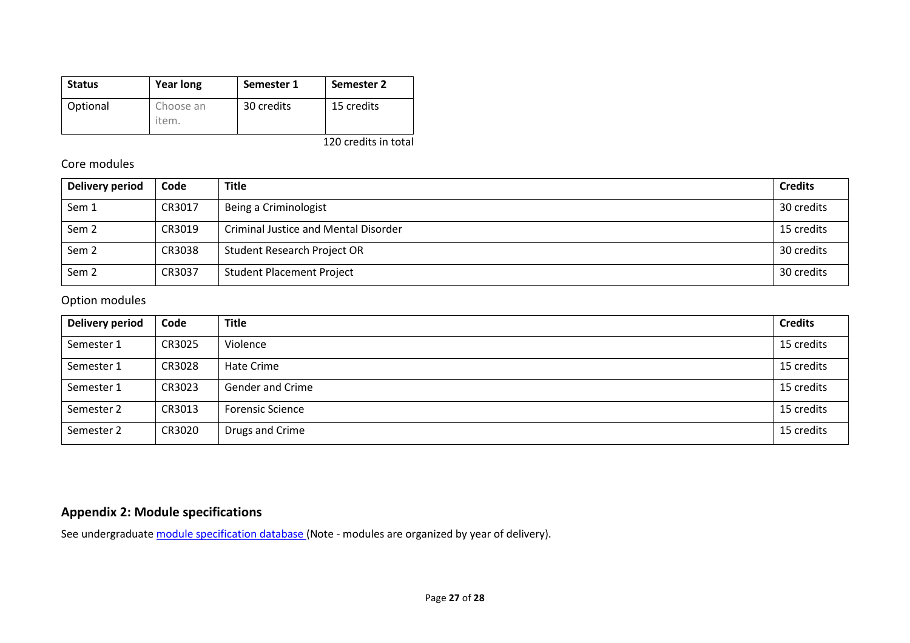| Status | Year long | Semester 1 | Semester 2 |
|---|---|---|---|
| Optional | Choose an item. | 30 credits | 15 credits |

120 credits in total

Core modules

| Delivery period | Code | Title | Credits |
|---|---|---|---|
| Sem 1 | CR3017 | Being a Criminologist | 30 credits |
| Sem 2 | CR3019 | Criminal Justice and Mental Disorder | 15 credits |
| Sem 2 | CR3038 | Student Research Project OR | 30 credits |
| Sem 2 | CR3037 | Student Placement Project | 30 credits |

Option modules

| Delivery period | Code | Title | Credits |
|---|---|---|---|
| Semester 1 | CR3025 | Violence | 15 credits |
| Semester 1 | CR3028 | Hate Crime | 15 credits |
| Semester 1 | CR3023 | Gender and Crime | 15 credits |
| Semester 2 | CR3013 | Forensic Science | 15 credits |
| Semester 2 | CR3020 | Drugs and Crime | 15 credits |

## Appendix 2: Module specifications

See undergraduate module specification database (Note - modules are organized by year of delivery).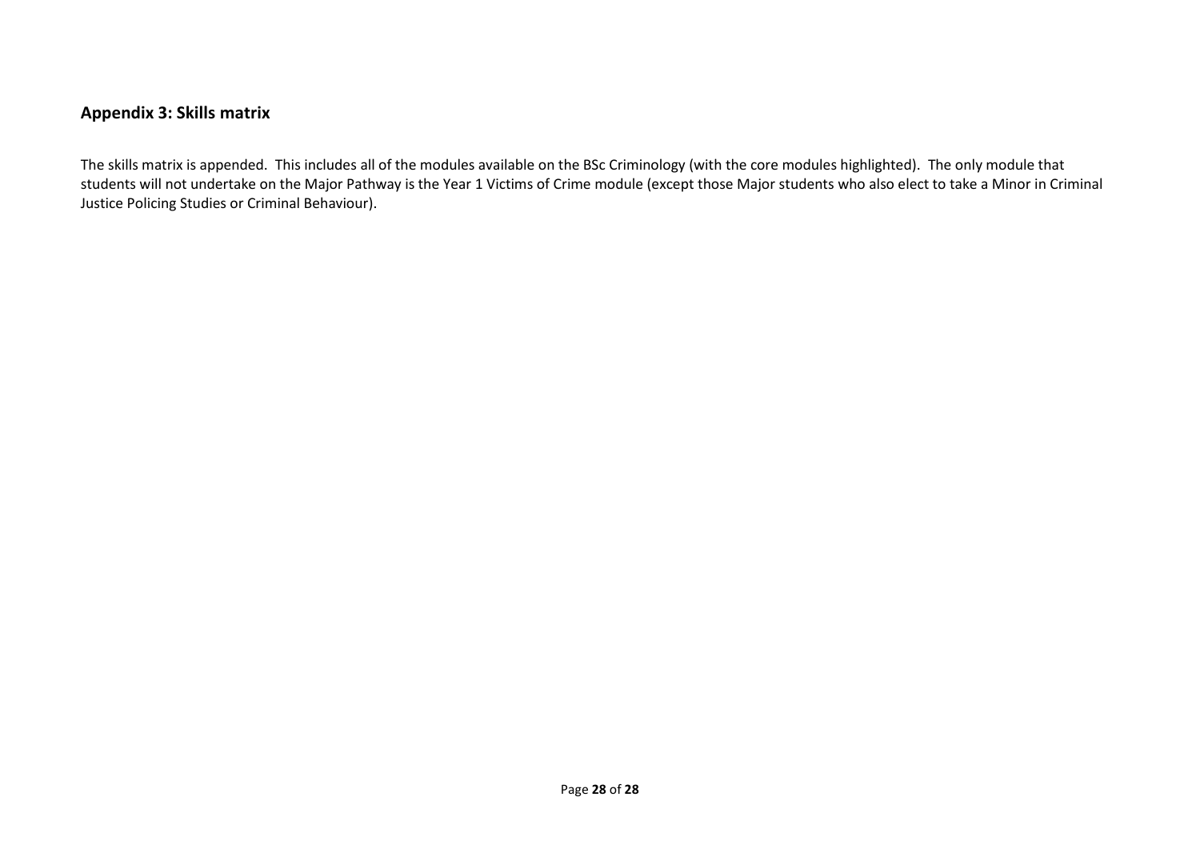## Appendix 3: Skills matrix

The skills matrix is appended. This includes all of the modules available on the BSc Criminology (with the core modules highlighted). The only module that students will not undertake on the Major Pathway is the Year 1 Victims of Crime module (except those Major students who also elect to take a Minor in Criminal Justice Policing Studies or Criminal Behaviour).